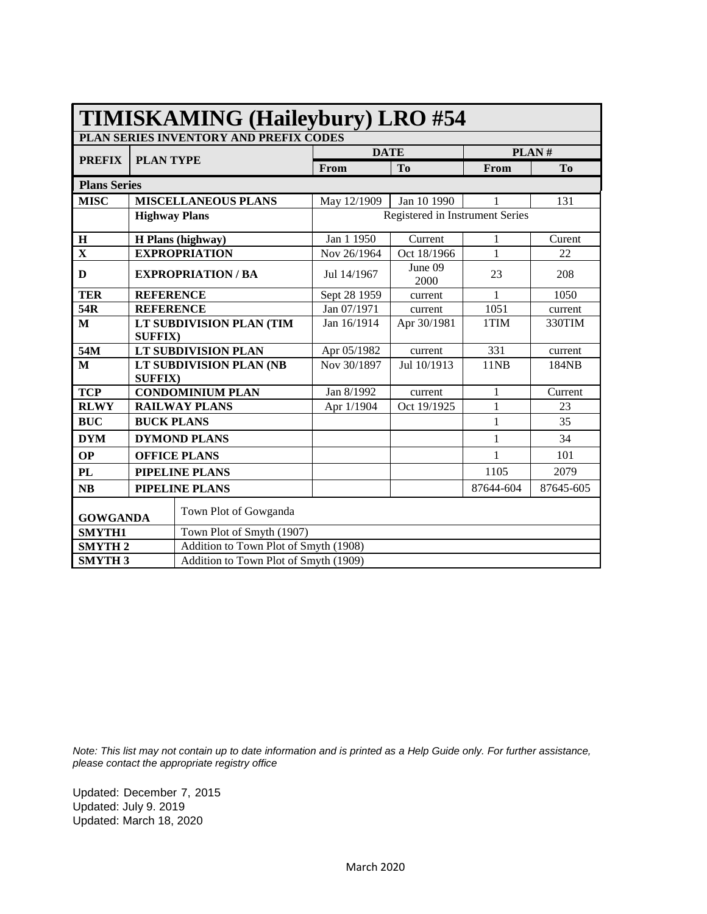# TIMISKAMING (Haileybury) LRO #54

## PLAN SERIES INVENTORY AND PREFIX CODES

| PREFIX | PLAN TYPE | DATE | | PLAN # | |
|---|---|---|---|---|---|
| | | From | To | From | To |
| **Plans Series** | | | | | |
| **MISC** | **MISCELLANEOUS PLANS** | May 12/1909 | Jan 10 1990 | 1 | 131 |
| | **Highway Plans** | Registered in Instrument Series | | | |
| **H** | **H Plans (highway)** | Jan 1 1950 | Current | 1 | Curent |
| **X** | **EXPROPRIATION** | Nov 26/1964 | Oct 18/1966 | 1 | 22 |
| **D** | **EXPROPRIATION / BA** | Jul 14/1967 | June 09 2000 | 23 | 208 |
| **TER** | **REFERENCE** | Sept 28 1959 | current | 1 | 1050 |
| **54R** | **REFERENCE** | Jan 07/1971 | current | 1051 | current |
| **M** | **LT SUBDIVISION PLAN (TIM SUFFIX)** | Jan 16/1914 | Apr 30/1981 | 1TIM | 330TIM |
| **54M** | **LT SUBDIVISION PLAN** | Apr 05/1982 | current | 331 | current |
| **M** | **LT SUBDIVISION PLAN (NB SUFFIX)** | Nov 30/1897 | Jul 10/1913 | 11NB | 184NB |
| **TCP** | **CONDOMINIUM PLAN** | Jan 8/1992 | current | 1 | Current |
| **RLWY** | **RAILWAY PLANS** | Apr 1/1904 | Oct 19/1925 | 1 | 23 |
| **BUC** | **BUCK PLANS** | | | 1 | 35 |
| **DYM** | **DYMOND PLANS** | | | 1 | 34 |
| **OP** | **OFFICE PLANS** | | | 1 | 101 |
| **PL** | **PIPELINE PLANS** | | | 1105 | 2079 |
| **NB** | **PIPELINE PLANS** | | | 87644-604 | 87645-605 |
| **GOWGANDA** | Town Plot of Gowganda | | | | |
| **SMYTH1** | Town Plot of Smyth (1907) | | | | |
| **SMYTH 2** | Addition to Town Plot of Smyth (1908) | | | | |
| **SMYTH 3** | Addition to Town Plot of Smyth (1909) | | | | |

*Note: This list may not contain up to date information and is printed as a Help Guide only. For further assistance, please contact the appropriate registry office*

Updated: December 7, 2015
Updated: July 9. 2019
Updated: March 18, 2020

March 2020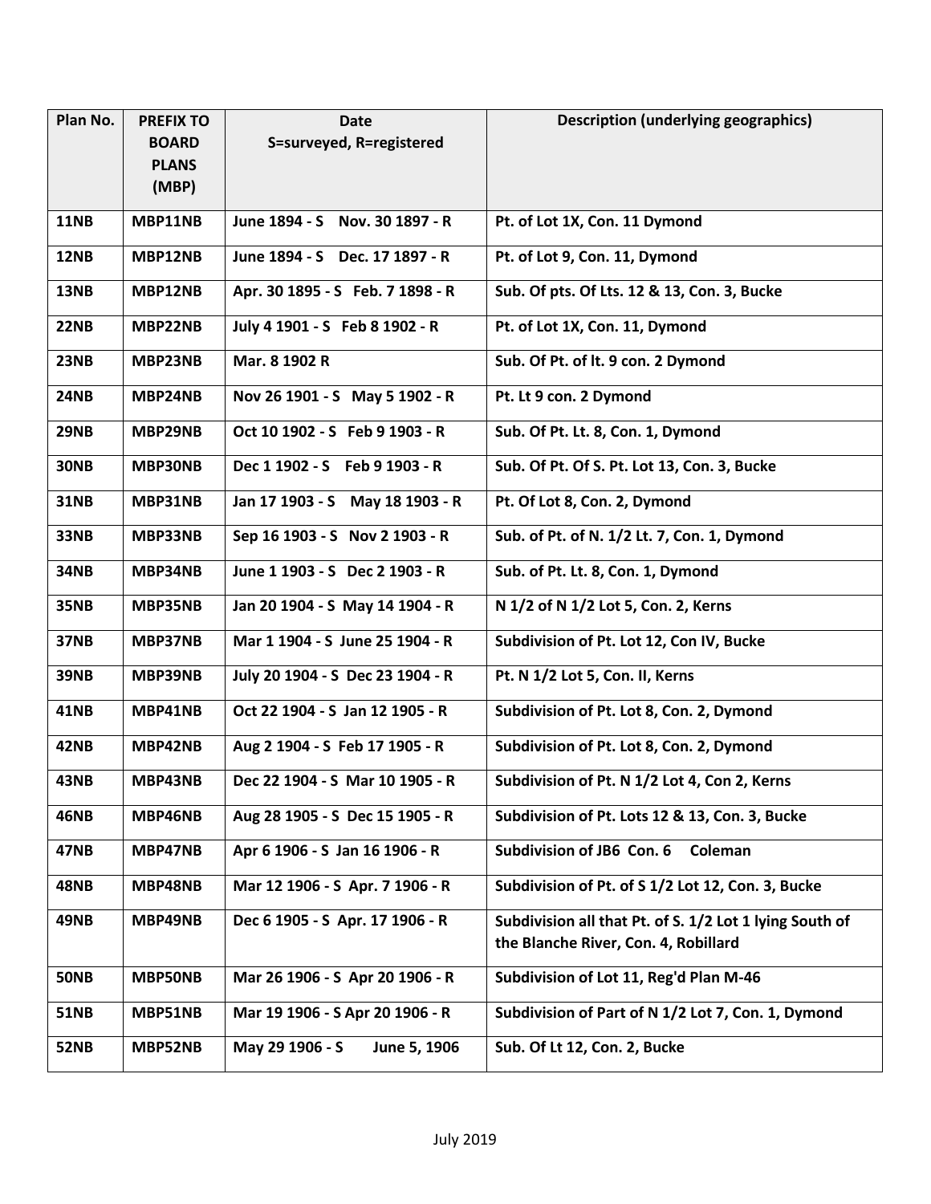| Plan No. | PREFIX TO BOARD PLANS (MBP) | Date S=surveyed, R=registered | Description (underlying geographics) |
|---|---|---|---|
| **11NB** | **MBP11NB** | **June 1894 - S  Nov. 30 1897 - R** | **Pt. of Lot 1X, Con. 11 Dymond** |
| **12NB** | **MBP12NB** | **June 1894 - S  Dec. 17 1897 - R** | **Pt. of Lot 9, Con. 11, Dymond** |
| **13NB** | **MBP12NB** | **Apr. 30 1895 - S  Feb. 7 1898 - R** | **Sub. Of pts. Of Lts. 12 & 13, Con. 3, Bucke** |
| **22NB** | **MBP22NB** | **July 4 1901 - S  Feb 8 1902 - R** | **Pt. of Lot 1X, Con. 11, Dymond** |
| **23NB** | **MBP23NB** | **Mar. 8 1902 R** | **Sub. Of Pt. of lt. 9 con. 2 Dymond** |
| **24NB** | **MBP24NB** | **Nov 26 1901 - S  May 5 1902 - R** | **Pt. Lt 9 con. 2 Dymond** |
| **29NB** | **MBP29NB** | **Oct 10 1902 - S  Feb 9 1903 - R** | **Sub. Of Pt. Lt. 8, Con. 1, Dymond** |
| **30NB** | **MBP30NB** | **Dec 1 1902 - S  Feb 9 1903 - R** | **Sub. Of Pt. Of S. Pt. Lot 13, Con. 3, Bucke** |
| **31NB** | **MBP31NB** | **Jan 17 1903 - S  May 18 1903 - R** | **Pt. Of Lot 8, Con. 2, Dymond** |
| **33NB** | **MBP33NB** | **Sep 16 1903 - S  Nov 2 1903 - R** | **Sub. of Pt. of N. 1/2 Lt. 7, Con. 1, Dymond** |
| **34NB** | **MBP34NB** | **June 1 1903 - S  Dec 2 1903 - R** | **Sub. of Pt. Lt. 8, Con. 1, Dymond** |
| **35NB** | **MBP35NB** | **Jan 20 1904 - S May 14 1904 - R** | **N 1/2 of N 1/2 Lot 5, Con. 2, Kerns** |
| **37NB** | **MBP37NB** | **Mar 1 1904 - S June 25 1904 - R** | **Subdivision of Pt. Lot 12, Con IV, Bucke** |
| **39NB** | **MBP39NB** | **July 20 1904 - S Dec 23 1904 - R** | **Pt. N 1/2 Lot 5, Con. II, Kerns** |
| **41NB** | **MBP41NB** | **Oct 22 1904 - S Jan 12 1905 - R** | **Subdivision of Pt. Lot 8, Con. 2, Dymond** |
| **42NB** | **MBP42NB** | **Aug 2 1904 - S Feb 17 1905 - R** | **Subdivision of Pt. Lot 8, Con. 2, Dymond** |
| **43NB** | **MBP43NB** | **Dec 22 1904 - S Mar 10 1905 - R** | **Subdivision of Pt. N 1/2 Lot 4, Con 2, Kerns** |
| **46NB** | **MBP46NB** | **Aug 28 1905 - S Dec 15 1905 - R** | **Subdivision of Pt. Lots 12 & 13, Con. 3, Bucke** |
| **47NB** | **MBP47NB** | **Apr 6 1906 - S Jan 16 1906 - R** | **Subdivision of JB6 Con. 6  Coleman** |
| **48NB** | **MBP48NB** | **Mar 12 1906 - S Apr. 7 1906 - R** | **Subdivision of Pt. of S 1/2 Lot 12, Con. 3, Bucke** |
| **49NB** | **MBP49NB** | **Dec 6 1905 - S Apr. 17 1906 - R** | **Subdivision all that Pt. of S. 1/2 Lot 1 lying South of the Blanche River, Con. 4, Robillard** |
| **50NB** | **MBP50NB** | **Mar 26 1906 - S Apr 20 1906 - R** | **Subdivision of Lot 11, Reg'd Plan M-46** |
| **51NB** | **MBP51NB** | **Mar 19 1906 - S Apr 20 1906 - R** | **Subdivision of Part of N 1/2 Lot 7, Con. 1, Dymond** |
| **52NB** | **MBP52NB** | **May 29 1906 - S  June 5, 1906** | **Sub. Of Lt 12, Con. 2, Bucke** |

July 2019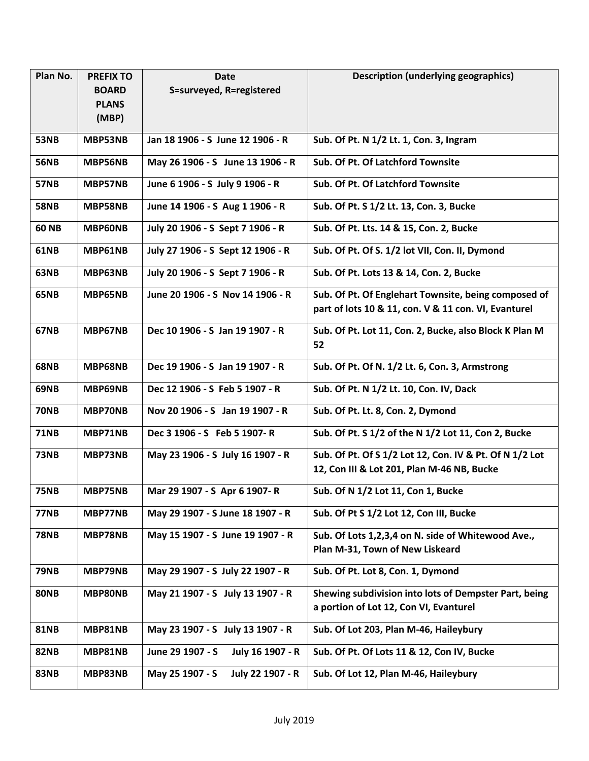| Plan No. | PREFIX TO BOARD PLANS (MBP) | Date S=surveyed, R=registered | Description (underlying geographics) |
|---|---|---|---|
| 53NB | MBP53NB | Jan 18 1906 - S June 12 1906 - R | Sub. Of Pt. N 1/2 Lt. 1, Con. 3, Ingram |
| 56NB | MBP56NB | May 26 1906 - S June 13 1906 - R | Sub. Of Pt. Of Latchford Townsite |
| 57NB | MBP57NB | June 6 1906 - S July 9 1906 - R | Sub. Of Pt. Of Latchford Townsite |
| 58NB | MBP58NB | June 14 1906 - S Aug 1 1906 - R | Sub. Of Pt. S 1/2 Lt. 13, Con. 3, Bucke |
| 60 NB | MBP60NB | July 20 1906 - S Sept 7 1906 - R | Sub. Of Pt. Lts. 14 & 15, Con. 2, Bucke |
| 61NB | MBP61NB | July 27 1906 - S Sept 12 1906 - R | Sub. Of Pt. Of S. 1/2 lot VII, Con. II, Dymond |
| 63NB | MBP63NB | July 20 1906 - S Sept 7 1906 - R | Sub. Of Pt. Lots 13 & 14, Con. 2, Bucke |
| 65NB | MBP65NB | June 20 1906 - S Nov 14 1906 - R | Sub. Of Pt. Of Englehart Townsite, being composed of part of lots 10 & 11, con. V & 11 con. VI, Evanturel |
| 67NB | MBP67NB | Dec 10 1906 - S Jan 19 1907 - R | Sub. Of Pt. Lot 11, Con. 2, Bucke, also Block K Plan M 52 |
| 68NB | MBP68NB | Dec 19 1906 - S Jan 19 1907 - R | Sub. Of Pt. Of N. 1/2 Lt. 6, Con. 3, Armstrong |
| 69NB | MBP69NB | Dec 12 1906 - S Feb 5 1907 - R | Sub. Of Pt. N 1/2 Lt. 10, Con. IV, Dack |
| 70NB | MBP70NB | Nov 20 1906 - S Jan 19 1907 - R | Sub. Of Pt. Lt. 8, Con. 2, Dymond |
| 71NB | MBP71NB | Dec 3 1906 - S Feb 5 1907- R | Sub. Of Pt. S 1/2 of the N 1/2 Lot 11, Con 2, Bucke |
| 73NB | MBP73NB | May 23 1906 - S July 16 1907 - R | Sub. Of Pt. Of S 1/2 Lot 12, Con. IV & Pt. Of N 1/2 Lot 12, Con III & Lot 201, Plan M-46 NB, Bucke |
| 75NB | MBP75NB | Mar 29 1907 - S Apr 6 1907- R | Sub. Of N 1/2 Lot 11, Con 1, Bucke |
| 77NB | MBP77NB | May 29 1907 - S June 18 1907 - R | Sub. Of Pt S 1/2 Lot 12, Con III, Bucke |
| 78NB | MBP78NB | May 15 1907 - S June 19 1907 - R | Sub. Of Lots 1,2,3,4 on N. side of Whitewood Ave., Plan M-31, Town of New Liskeard |
| 79NB | MBP79NB | May 29 1907 - S July 22 1907 - R | Sub. Of Pt. Lot 8, Con. 1, Dymond |
| 80NB | MBP80NB | May 21 1907 - S July 13 1907 - R | Shewing subdivision into lots of Dempster Part, being a portion of Lot 12, Con VI, Evanturel |
| 81NB | MBP81NB | May 23 1907 - S July 13 1907 - R | Sub. Of Lot 203, Plan M-46, Haileybury |
| 82NB | MBP81NB | June 29 1907 - S July 16 1907 - R | Sub. Of Pt. Of Lots 11 & 12, Con IV, Bucke |
| 83NB | MBP83NB | May 25 1907 - S July 22 1907 - R | Sub. Of Lot 12, Plan M-46, Haileybury |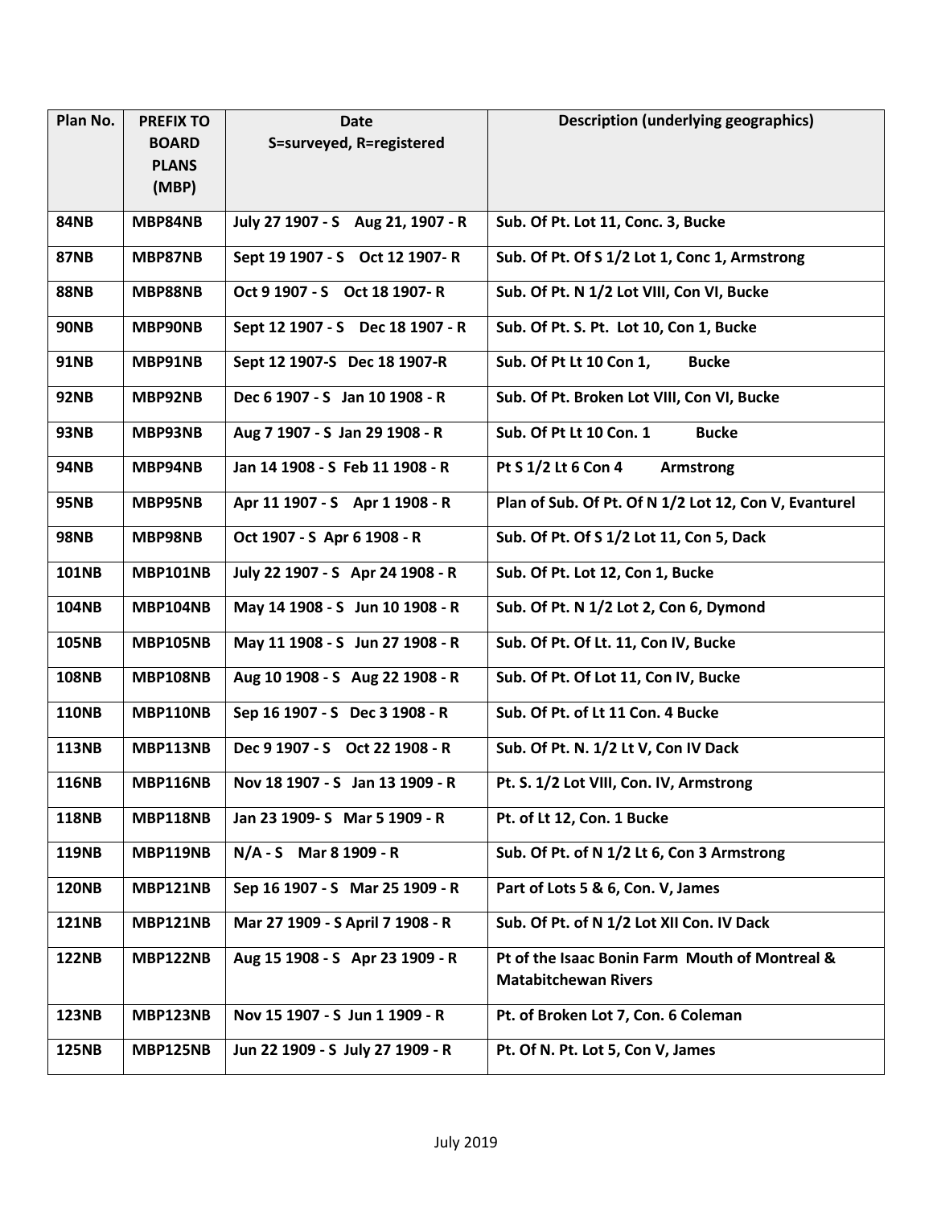| Plan No. | PREFIX TO BOARD PLANS (MBP) | Date S=surveyed, R=registered | Description (underlying geographics) |
|---|---|---|---|
| **84NB** | **MBP84NB** | **July 27 1907 - S Aug 21, 1907 - R** | **Sub. Of Pt. Lot 11, Conc. 3, Bucke** |
| **87NB** | **MBP87NB** | **Sept 19 1907 - S Oct 12 1907- R** | **Sub. Of Pt. Of S 1/2 Lot 1, Conc 1, Armstrong** |
| **88NB** | **MBP88NB** | **Oct 9 1907 - S Oct 18 1907- R** | **Sub. Of Pt. N 1/2 Lot VIII, Con VI, Bucke** |
| **90NB** | **MBP90NB** | **Sept 12 1907 - S Dec 18 1907 - R** | **Sub. Of Pt. S. Pt. Lot 10, Con 1, Bucke** |
| **91NB** | **MBP91NB** | **Sept 12 1907-S Dec 18 1907-R** | **Sub. Of Pt Lt 10 Con 1, Bucke** |
| **92NB** | **MBP92NB** | **Dec 6 1907 - S Jan 10 1908 - R** | **Sub. Of Pt. Broken Lot VIII, Con VI, Bucke** |
| **93NB** | **MBP93NB** | **Aug 7 1907 - S Jan 29 1908 - R** | **Sub. Of Pt Lt 10 Con. 1 Bucke** |
| **94NB** | **MBP94NB** | **Jan 14 1908 - S Feb 11 1908 - R** | **Pt S 1/2 Lt 6 Con 4 Armstrong** |
| **95NB** | **MBP95NB** | **Apr 11 1907 - S Apr 1 1908 - R** | **Plan of Sub. Of Pt. Of N 1/2 Lot 12, Con V, Evanturel** |
| **98NB** | **MBP98NB** | **Oct 1907 - S Apr 6 1908 - R** | **Sub. Of Pt. Of S 1/2 Lot 11, Con 5, Dack** |
| **101NB** | **MBP101NB** | **July 22 1907 - S Apr 24 1908 - R** | **Sub. Of Pt. Lot 12, Con 1, Bucke** |
| **104NB** | **MBP104NB** | **May 14 1908 - S Jun 10 1908 - R** | **Sub. Of Pt. N 1/2 Lot 2, Con 6, Dymond** |
| **105NB** | **MBP105NB** | **May 11 1908 - S Jun 27 1908 - R** | **Sub. Of Pt. Of Lt. 11, Con IV, Bucke** |
| **108NB** | **MBP108NB** | **Aug 10 1908 - S Aug 22 1908 - R** | **Sub. Of Pt. Of Lot 11, Con IV, Bucke** |
| **110NB** | **MBP110NB** | **Sep 16 1907 - S Dec 3 1908 - R** | **Sub. Of Pt. of Lt 11 Con. 4 Bucke** |
| **113NB** | **MBP113NB** | **Dec 9 1907 - S Oct 22 1908 - R** | **Sub. Of Pt. N. 1/2 Lt V, Con IV Dack** |
| **116NB** | **MBP116NB** | **Nov 18 1907 - S Jan 13 1909 - R** | **Pt. S. 1/2 Lot VIII, Con. IV, Armstrong** |
| **118NB** | **MBP118NB** | **Jan 23 1909- S Mar 5 1909 - R** | **Pt. of Lt 12, Con. 1 Bucke** |
| **119NB** | **MBP119NB** | **N/A - S Mar 8 1909 - R** | **Sub. Of Pt. of N 1/2 Lt 6, Con 3 Armstrong** |
| **120NB** | **MBP121NB** | **Sep 16 1907 - S Mar 25 1909 - R** | **Part of Lots 5 & 6, Con. V, James** |
| **121NB** | **MBP121NB** | **Mar 27 1909 - S April 7 1908 - R** | **Sub. Of Pt. of N 1/2 Lot XII Con. IV Dack** |
| **122NB** | **MBP122NB** | **Aug 15 1908 - S Apr 23 1909 - R** | **Pt of the Isaac Bonin Farm Mouth of Montreal & Matabitchewan Rivers** |
| **123NB** | **MBP123NB** | **Nov 15 1907 - S Jun 1 1909 - R** | **Pt. of Broken Lot 7, Con. 6 Coleman** |
| **125NB** | **MBP125NB** | **Jun 22 1909 - S July 27 1909 - R** | **Pt. Of N. Pt. Lot 5, Con V, James** |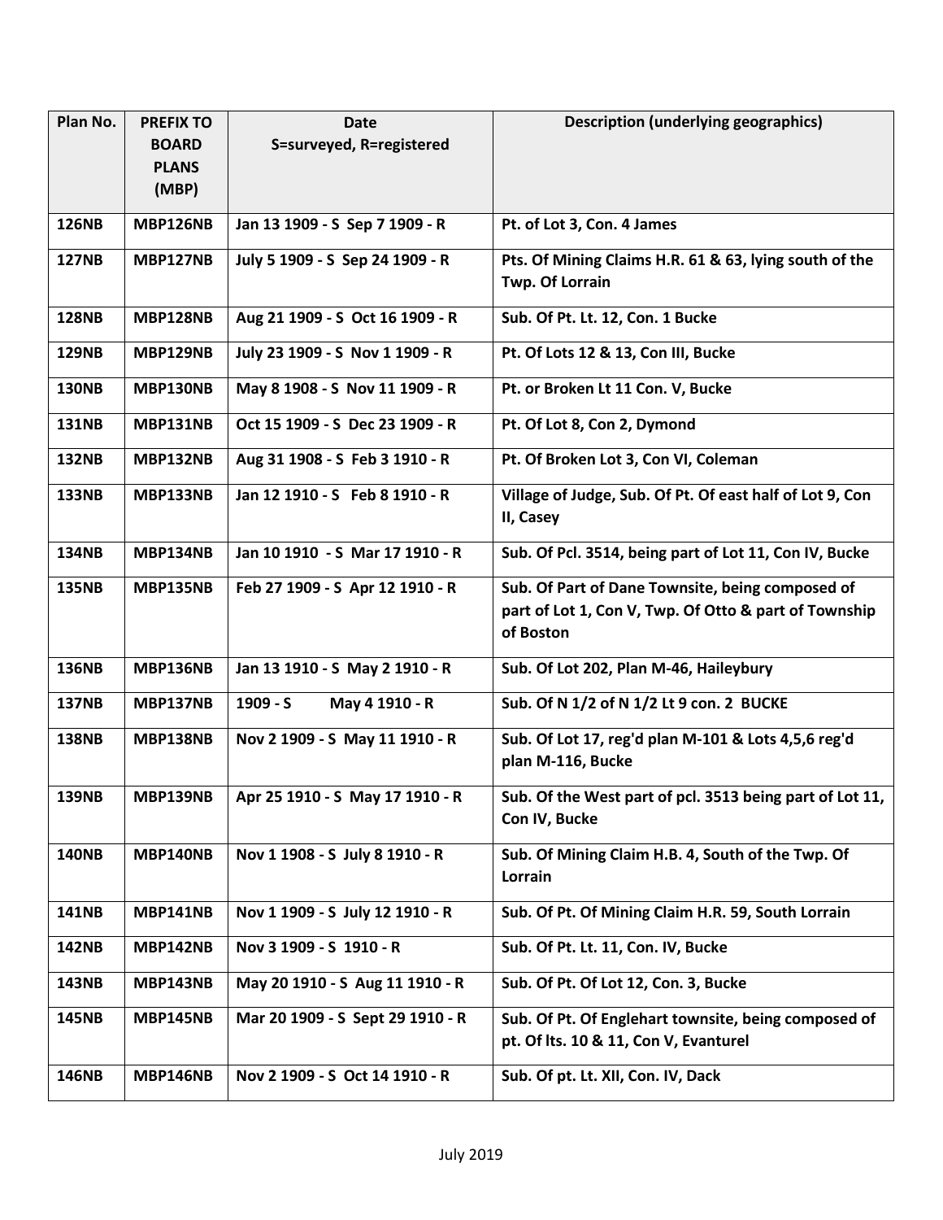| Plan No. | PREFIX TO BOARD PLANS (MBP) | Date S=surveyed, R=registered | Description (underlying geographics) |
|---|---|---|---|
| **126NB** | **MBP126NB** | **Jan 13 1909 - S Sep 7 1909 - R** | **Pt. of Lot 3, Con. 4 James** |
| **127NB** | **MBP127NB** | **July 5 1909 - S Sep 24 1909 - R** | **Pts. Of Mining Claims H.R. 61 & 63, lying south of the Twp. Of Lorrain** |
| **128NB** | **MBP128NB** | **Aug 21 1909 - S Oct 16 1909 - R** | **Sub. Of Pt. Lt. 12, Con. 1 Bucke** |
| **129NB** | **MBP129NB** | **July 23 1909 - S Nov 1 1909 - R** | **Pt. Of Lots 12 & 13, Con III, Bucke** |
| **130NB** | **MBP130NB** | **May 8 1908 - S Nov 11 1909 - R** | **Pt. or Broken Lt 11 Con. V, Bucke** |
| **131NB** | **MBP131NB** | **Oct 15 1909 - S Dec 23 1909 - R** | **Pt. Of Lot 8, Con 2, Dymond** |
| **132NB** | **MBP132NB** | **Aug 31 1908 - S Feb 3 1910 - R** | **Pt. Of Broken Lot 3, Con VI, Coleman** |
| **133NB** | **MBP133NB** | **Jan 12 1910 - S Feb 8 1910 - R** | **Village of Judge, Sub. Of Pt. Of east half of Lot 9, Con II, Casey** |
| **134NB** | **MBP134NB** | **Jan 10 1910 - S Mar 17 1910 - R** | **Sub. Of Pcl. 3514, being part of Lot 11, Con IV, Bucke** |
| **135NB** | **MBP135NB** | **Feb 27 1909 - S Apr 12 1910 - R** | **Sub. Of Part of Dane Townsite, being composed of part of Lot 1, Con V, Twp. Of Otto & part of Township of Boston** |
| **136NB** | **MBP136NB** | **Jan 13 1910 - S May 2 1910 - R** | **Sub. Of Lot 202, Plan M-46, Haileybury** |
| **137NB** | **MBP137NB** | **1909 - S May 4 1910 - R** | **Sub. Of N 1/2 of N 1/2 Lt 9 con. 2 BUCKE** |
| **138NB** | **MBP138NB** | **Nov 2 1909 - S May 11 1910 - R** | **Sub. Of Lot 17, reg'd plan M-101 & Lots 4,5,6 reg'd plan M-116, Bucke** |
| **139NB** | **MBP139NB** | **Apr 25 1910 - S May 17 1910 - R** | **Sub. Of the West part of pcl. 3513 being part of Lot 11, Con IV, Bucke** |
| **140NB** | **MBP140NB** | **Nov 1 1908 - S July 8 1910 - R** | **Sub. Of Mining Claim H.B. 4, South of the Twp. Of Lorrain** |
| **141NB** | **MBP141NB** | **Nov 1 1909 - S July 12 1910 - R** | **Sub. Of Pt. Of Mining Claim H.R. 59, South Lorrain** |
| **142NB** | **MBP142NB** | **Nov 3 1909 - S 1910 - R** | **Sub. Of Pt. Lt. 11, Con. IV, Bucke** |
| **143NB** | **MBP143NB** | **May 20 1910 - S Aug 11 1910 - R** | **Sub. Of Pt. Of Lot 12, Con. 3, Bucke** |
| **145NB** | **MBP145NB** | **Mar 20 1909 - S Sept 29 1910 - R** | **Sub. Of Pt. Of Englehart townsite, being composed of pt. Of lts. 10 & 11, Con V, Evanturel** |
| **146NB** | **MBP146NB** | **Nov 2 1909 - S Oct 14 1910 - R** | **Sub. Of pt. Lt. XII, Con. IV, Dack** |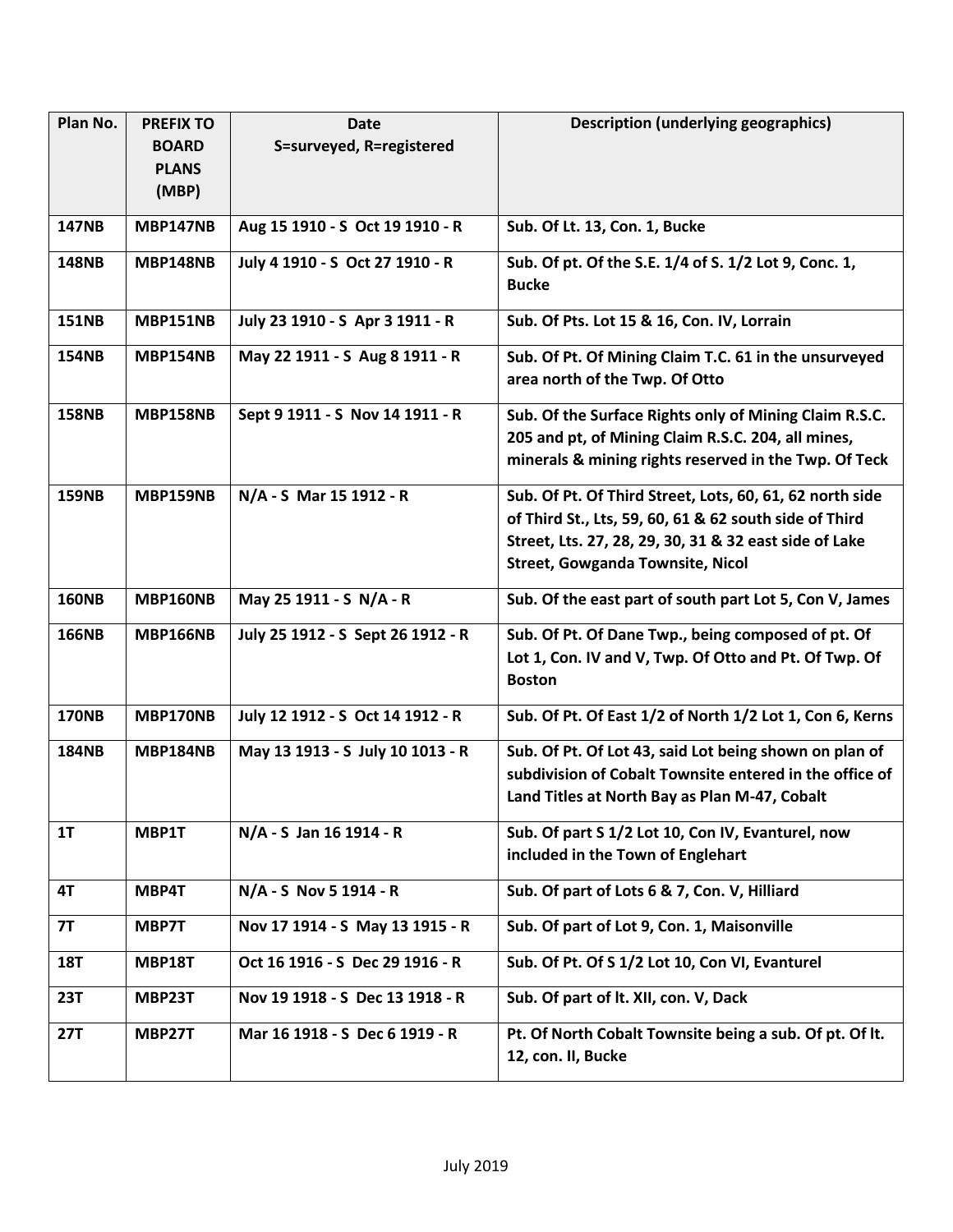| Plan No. | PREFIX TO BOARD PLANS (MBP) | Date S=surveyed, R=registered | Description (underlying geographics) |
|---|---|---|---|
| **147NB** | **MBP147NB** | **Aug 15 1910 - S Oct 19 1910 - R** | **Sub. Of Lt. 13, Con. 1, Bucke** |
| **148NB** | **MBP148NB** | **July 4 1910 - S Oct 27 1910 - R** | **Sub. Of pt. Of the S.E. 1/4 of S. 1/2 Lot 9, Conc. 1, Bucke** |
| **151NB** | **MBP151NB** | **July 23 1910 - S Apr 3 1911 - R** | **Sub. Of Pts. Lot 15 & 16, Con. IV, Lorrain** |
| **154NB** | **MBP154NB** | **May 22 1911 - S Aug 8 1911 - R** | **Sub. Of Pt. Of Mining Claim T.C. 61 in the unsurveyed area north of the Twp. Of Otto** |
| **158NB** | **MBP158NB** | **Sept 9 1911 - S Nov 14 1911 - R** | **Sub. Of the Surface Rights only of Mining Claim R.S.C. 205 and pt, of Mining Claim R.S.C. 204, all mines, minerals & mining rights reserved in the Twp. Of Teck** |
| **159NB** | **MBP159NB** | **N/A - S Mar 15 1912 - R** | **Sub. Of Pt. Of Third Street, Lots, 60, 61, 62 north side of Third St., Lts, 59, 60, 61 & 62 south side of Third Street, Lts. 27, 28, 29, 30, 31 & 32 east side of Lake Street, Gowganda Townsite, Nicol** |
| **160NB** | **MBP160NB** | **May 25 1911 - S N/A - R** | **Sub. Of the east part of south part Lot 5, Con V, James** |
| **166NB** | **MBP166NB** | **July 25 1912 - S Sept 26 1912 - R** | **Sub. Of Pt. Of Dane Twp., being composed of pt. Of Lot 1, Con. IV and V, Twp. Of Otto and Pt. Of Twp. Of Boston** |
| **170NB** | **MBP170NB** | **July 12 1912 - S Oct 14 1912 - R** | **Sub. Of Pt. Of East 1/2 of North 1/2 Lot 1, Con 6, Kerns** |
| **184NB** | **MBP184NB** | **May 13 1913 - S July 10 1013 - R** | **Sub. Of Pt. Of Lot 43, said Lot being shown on plan of subdivision of Cobalt Townsite entered in the office of Land Titles at North Bay as Plan M-47, Cobalt** |
| **1T** | **MBP1T** | **N/A - S Jan 16 1914 - R** | **Sub. Of part S 1/2 Lot 10, Con IV, Evanturel, now included in the Town of Englehart** |
| **4T** | **MBP4T** | **N/A - S Nov 5 1914 - R** | **Sub. Of part of Lots 6 & 7, Con. V, Hilliard** |
| **7T** | **MBP7T** | **Nov 17 1914 - S May 13 1915 - R** | **Sub. Of part of Lot 9, Con. 1, Maisonville** |
| **18T** | **MBP18T** | **Oct 16 1916 - S Dec 29 1916 - R** | **Sub. Of Pt. Of S 1/2 Lot 10, Con VI, Evanturel** |
| **23T** | **MBP23T** | **Nov 19 1918 - S Dec 13 1918 - R** | **Sub. Of part of lt. XII, con. V, Dack** |
| **27T** | **MBP27T** | **Mar 16 1918 - S Dec 6 1919 - R** | **Pt. Of North Cobalt Townsite being a sub. Of pt. Of lt. 12, con. II, Bucke** |

July 2019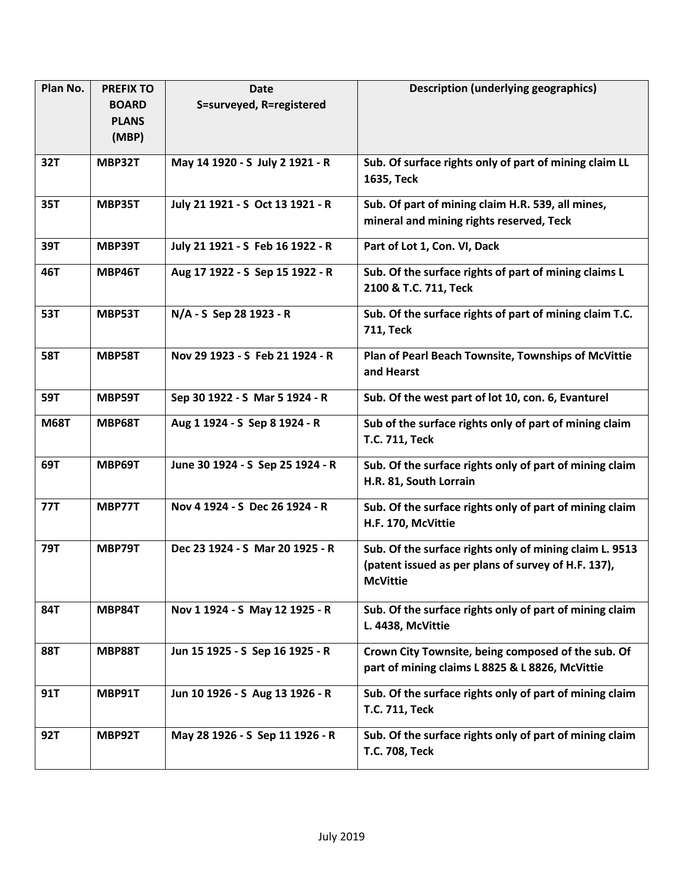| Plan No. | PREFIX TO BOARD PLANS (MBP) | Date S=surveyed, R=registered | Description (underlying geographics) |
|---|---|---|---|
| **32T** | **MBP32T** | **May 14 1920 - S July 2 1921 - R** | **Sub. Of surface rights only of part of mining claim LL 1635, Teck** |
| **35T** | **MBP35T** | **July 21 1921 - S Oct 13 1921 - R** | **Sub. Of part of mining claim H.R. 539, all mines, mineral and mining rights reserved, Teck** |
| **39T** | **MBP39T** | **July 21 1921 - S Feb 16 1922 - R** | **Part of Lot 1, Con. VI, Dack** |
| **46T** | **MBP46T** | **Aug 17 1922 - S Sep 15 1922 - R** | **Sub. Of the surface rights of part of mining claims L 2100 & T.C. 711, Teck** |
| **53T** | **MBP53T** | **N/A - S Sep 28 1923 - R** | **Sub. Of the surface rights of part of mining claim T.C. 711, Teck** |
| **58T** | **MBP58T** | **Nov 29 1923 - S Feb 21 1924 - R** | **Plan of Pearl Beach Townsite, Townships of McVittie and Hearst** |
| **59T** | **MBP59T** | **Sep 30 1922 - S Mar 5 1924 - R** | **Sub. Of the west part of lot 10, con. 6, Evanturel** |
| **M68T** | **MBP68T** | **Aug 1 1924 - S Sep 8 1924 - R** | **Sub of the surface rights only of part of mining claim T.C. 711, Teck** |
| **69T** | **MBP69T** | **June 30 1924 - S Sep 25 1924 - R** | **Sub. Of the surface rights only of part of mining claim H.R. 81, South Lorrain** |
| **77T** | **MBP77T** | **Nov 4 1924 - S Dec 26 1924 - R** | **Sub. Of the surface rights only of part of mining claim H.F. 170, McVittie** |
| **79T** | **MBP79T** | **Dec 23 1924 - S Mar 20 1925 - R** | **Sub. Of the surface rights only of mining claim L. 9513 (patent issued as per plans of survey of H.F. 137), McVittie** |
| **84T** | **MBP84T** | **Nov 1 1924 - S May 12 1925 - R** | **Sub. Of the surface rights only of part of mining claim L. 4438, McVittie** |
| **88T** | **MBP88T** | **Jun 15 1925 - S Sep 16 1925 - R** | **Crown City Townsite, being composed of the sub. Of part of mining claims L 8825 & L 8826, McVittie** |
| **91T** | **MBP91T** | **Jun 10 1926 - S Aug 13 1926 - R** | **Sub. Of the surface rights only of part of mining claim T.C. 711, Teck** |
| **92T** | **MBP92T** | **May 28 1926 - S Sep 11 1926 - R** | **Sub. Of the surface rights only of part of mining claim T.C. 708, Teck** |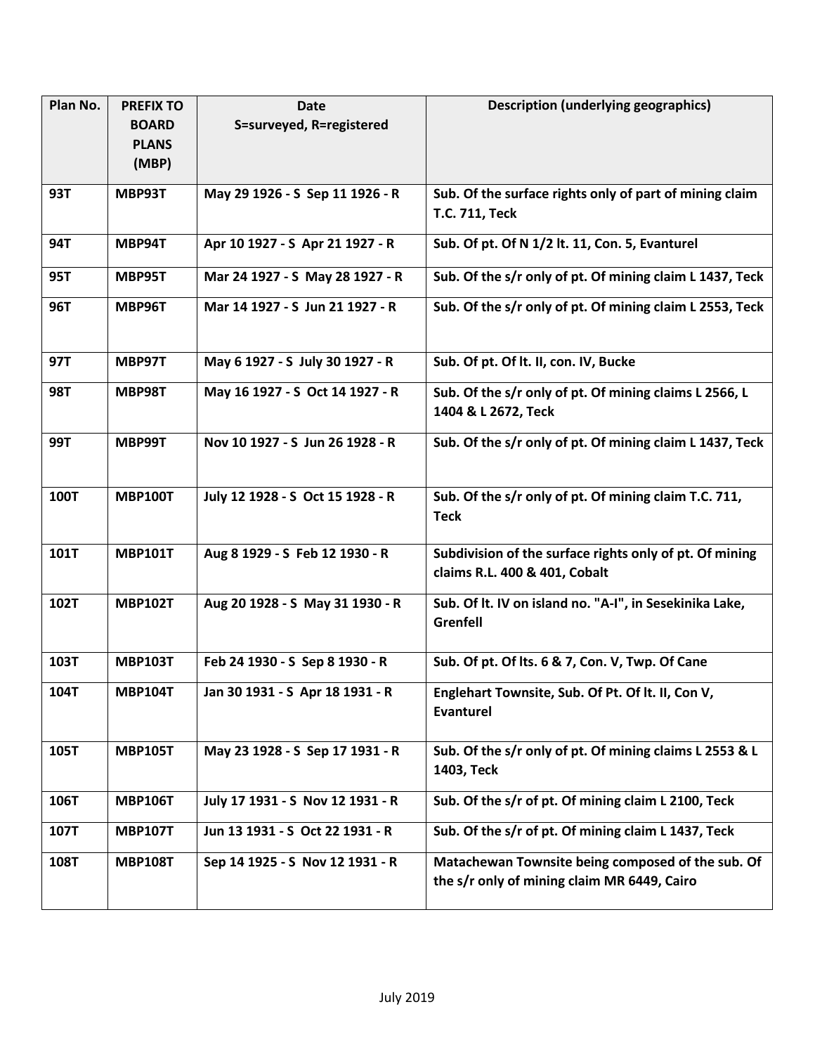| Plan No. | PREFIX TO BOARD PLANS (MBP) | Date S=surveyed, R=registered | Description (underlying geographics) |
|---|---|---|---|
| 93T | MBP93T | May 29 1926 - S Sep 11 1926 - R | Sub. Of the surface rights only of part of mining claim T.C. 711, Teck |
| 94T | MBP94T | Apr 10 1927 - S Apr 21 1927 - R | Sub. Of pt. Of N 1/2 lt. 11, Con. 5, Evanturel |
| 95T | MBP95T | Mar 24 1927 - S May 28 1927 - R | Sub. Of the s/r only of pt. Of mining claim L 1437, Teck |
| 96T | MBP96T | Mar 14 1927 - S Jun 21 1927 - R | Sub. Of the s/r only of pt. Of mining claim L 2553, Teck |
| 97T | MBP97T | May 6 1927 - S July 30 1927 - R | Sub. Of pt. Of lt. II, con. IV, Bucke |
| 98T | MBP98T | May 16 1927 - S Oct 14 1927 - R | Sub. Of the s/r only of pt. Of mining claims L 2566, L 1404 & L 2672, Teck |
| 99T | MBP99T | Nov 10 1927 - S Jun 26 1928 - R | Sub. Of the s/r only of pt. Of mining claim L 1437, Teck |
| 100T | MBP100T | July 12 1928 - S Oct 15 1928 - R | Sub. Of the s/r only of pt. Of mining claim T.C. 711, Teck |
| 101T | MBP101T | Aug 8 1929 - S Feb 12 1930 - R | Subdivision of the surface rights only of pt. Of mining claims R.L. 400 & 401, Cobalt |
| 102T | MBP102T | Aug 20 1928 - S May 31 1930 - R | Sub. Of lt. IV on island no. "A-I", in Sesekinika Lake, Grenfell |
| 103T | MBP103T | Feb 24 1930 - S Sep 8 1930 - R | Sub. Of pt. Of lts. 6 & 7, Con. V, Twp. Of Cane |
| 104T | MBP104T | Jan 30 1931 - S Apr 18 1931 - R | Englehart Townsite, Sub. Of Pt. Of lt. II, Con V, Evanturel |
| 105T | MBP105T | May 23 1928 - S Sep 17 1931 - R | Sub. Of the s/r only of pt. Of mining claims L 2553 & L 1403, Teck |
| 106T | MBP106T | July 17 1931 - S Nov 12 1931 - R | Sub. Of the s/r of pt. Of mining claim L 2100, Teck |
| 107T | MBP107T | Jun 13 1931 - S Oct 22 1931 - R | Sub. Of the s/r of pt. Of mining claim L 1437, Teck |
| 108T | MBP108T | Sep 14 1925 - S Nov 12 1931 - R | Matachewan Townsite being composed of the sub. Of the s/r only of mining claim MR 6449, Cairo |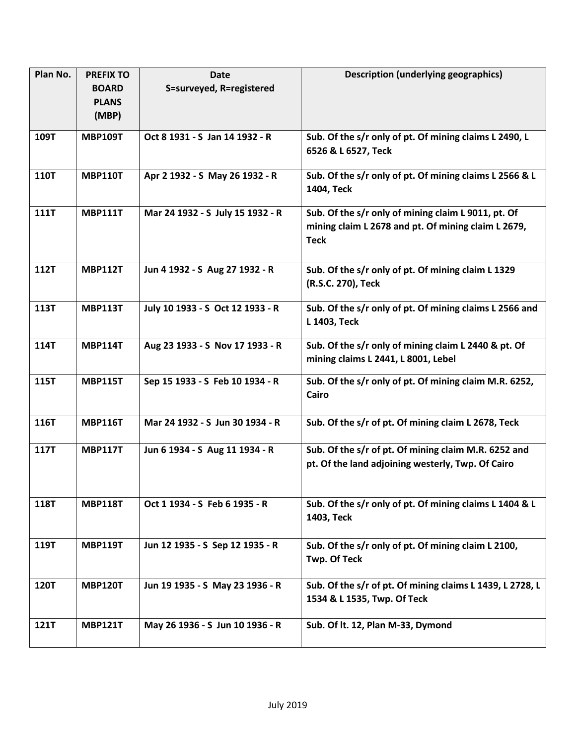| Plan No. | PREFIX TO BOARD PLANS (MBP) | Date S=surveyed, R=registered | Description (underlying geographics) |
|---|---|---|---|
| **109T** | **MBP109T** | **Oct 8 1931 - S Jan 14 1932 - R** | **Sub. Of the s/r only of pt. Of mining claims L 2490, L 6526 & L 6527, Teck** |
| **110T** | **MBP110T** | **Apr 2 1932 - S May 26 1932 - R** | **Sub. Of the s/r only of pt. Of mining claims L 2566 & L 1404, Teck** |
| **111T** | **MBP111T** | **Mar 24 1932 - S July 15 1932 - R** | **Sub. Of the s/r only of mining claim L 9011, pt. Of mining claim L 2678 and pt. Of mining claim L 2679, Teck** |
| **112T** | **MBP112T** | **Jun 4 1932 - S Aug 27 1932 - R** | **Sub. Of the s/r only of pt. Of mining claim L 1329 (R.S.C. 270), Teck** |
| **113T** | **MBP113T** | **July 10 1933 - S Oct 12 1933 - R** | **Sub. Of the s/r only of pt. Of mining claims L 2566 and L 1403, Teck** |
| **114T** | **MBP114T** | **Aug 23 1933 - S Nov 17 1933 - R** | **Sub. Of the s/r only of mining claim L 2440 & pt. Of mining claims L 2441, L 8001, Lebel** |
| **115T** | **MBP115T** | **Sep 15 1933 - S Feb 10 1934 - R** | **Sub. Of the s/r only of pt. Of mining claim M.R. 6252, Cairo** |
| **116T** | **MBP116T** | **Mar 24 1932 - S Jun 30 1934 - R** | **Sub. Of the s/r of pt. Of mining claim L 2678, Teck** |
| **117T** | **MBP117T** | **Jun 6 1934 - S Aug 11 1934 - R** | **Sub. Of the s/r of pt. Of mining claim M.R. 6252 and pt. Of the land adjoining westerly, Twp. Of Cairo** |
| **118T** | **MBP118T** | **Oct 1 1934 - S Feb 6 1935 - R** | **Sub. Of the s/r only of pt. Of mining claims L 1404 & L 1403, Teck** |
| **119T** | **MBP119T** | **Jun 12 1935 - S Sep 12 1935 - R** | **Sub. Of the s/r only of pt. Of mining claim L 2100, Twp. Of Teck** |
| **120T** | **MBP120T** | **Jun 19 1935 - S May 23 1936 - R** | **Sub. Of the s/r of pt. Of mining claims L 1439, L 2728, L 1534 & L 1535, Twp. Of Teck** |
| **121T** | **MBP121T** | **May 26 1936 - S Jun 10 1936 - R** | **Sub. Of lt. 12, Plan M-33, Dymond** |

July 2019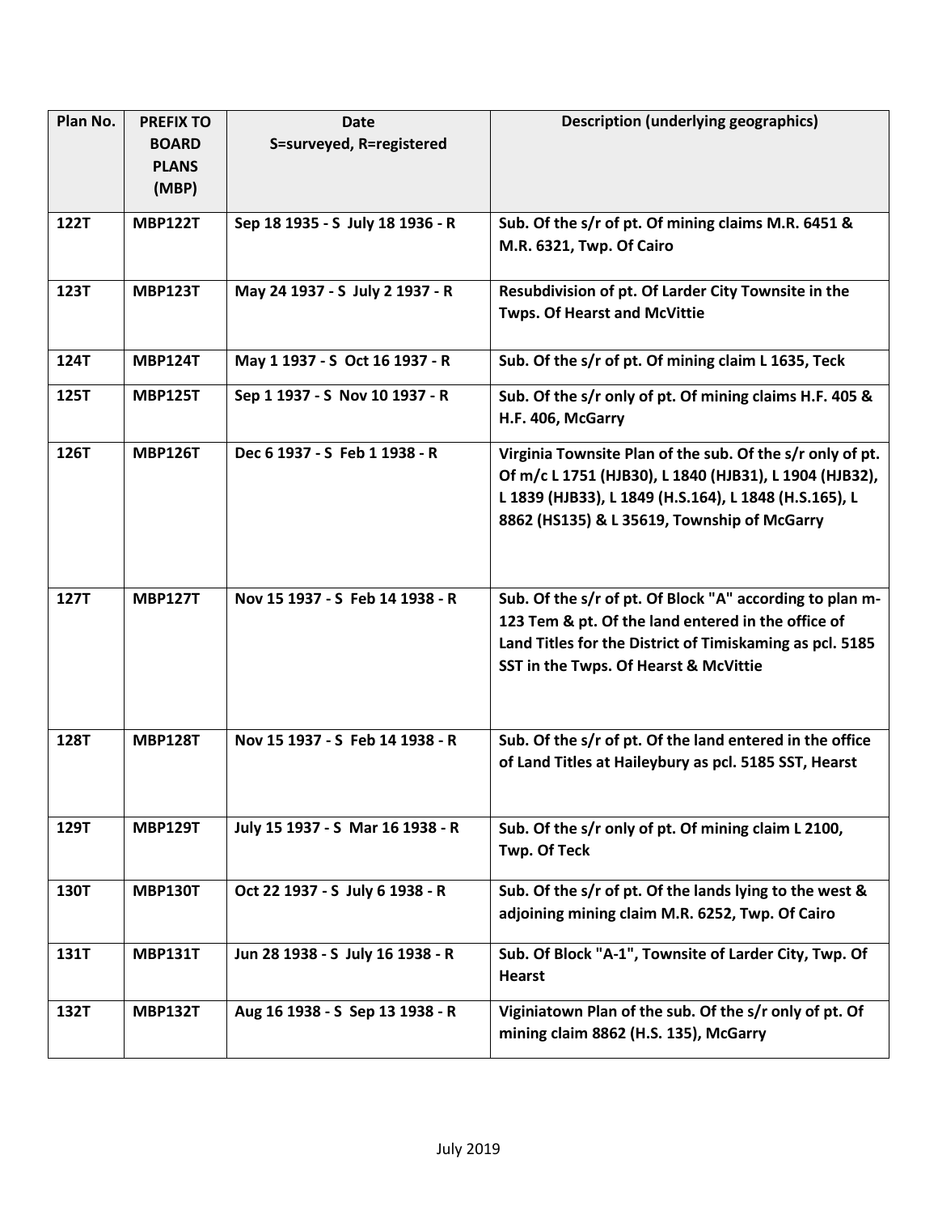| Plan No. | PREFIX TO BOARD PLANS (MBP) | Date S=surveyed, R=registered | Description (underlying geographics) |
|---|---|---|---|
| 122T | MBP122T | Sep 18 1935 - S July 18 1936 - R | Sub. Of the s/r of pt. Of mining claims M.R. 6451 & M.R. 6321, Twp. Of Cairo |
| 123T | MBP123T | May 24 1937 - S July 2 1937 - R | Resubdivision of pt. Of Larder City Townsite in the Twps. Of Hearst and McVittie |
| 124T | MBP124T | May 1 1937 - S Oct 16 1937 - R | Sub. Of the s/r of pt. Of mining claim L 1635, Teck |
| 125T | MBP125T | Sep 1 1937 - S Nov 10 1937 - R | Sub. Of the s/r only of pt. Of mining claims H.F. 405 & H.F. 406, McGarry |
| 126T | MBP126T | Dec 6 1937 - S Feb 1 1938 - R | Virginia Townsite Plan of the sub. Of the s/r only of pt. Of m/c L 1751 (HJB30), L 1840 (HJB31), L 1904 (HJB32), L 1839 (HJB33), L 1849 (H.S.164), L 1848 (H.S.165), L 8862 (HS135) & L 35619, Township of McGarry |
| 127T | MBP127T | Nov 15 1937 - S Feb 14 1938 - R | Sub. Of the s/r of pt. Of Block "A" according to plan m-123 Tem & pt. Of the land entered in the office of Land Titles for the District of Timiskaming as pcl. 5185 SST in the Twps. Of Hearst & McVittie |
| 128T | MBP128T | Nov 15 1937 - S Feb 14 1938 - R | Sub. Of the s/r of pt. Of the land entered in the office of Land Titles at Haileybury as pcl. 5185 SST, Hearst |
| 129T | MBP129T | July 15 1937 - S Mar 16 1938 - R | Sub. Of the s/r only of pt. Of mining claim L 2100, Twp. Of Teck |
| 130T | MBP130T | Oct 22 1937 - S July 6 1938 - R | Sub. Of the s/r of pt. Of the lands lying to the west & adjoining mining claim M.R. 6252, Twp. Of Cairo |
| 131T | MBP131T | Jun 28 1938 - S July 16 1938 - R | Sub. Of Block "A-1", Townsite of Larder City, Twp. Of Hearst |
| 132T | MBP132T | Aug 16 1938 - S Sep 13 1938 - R | Viginiatown Plan of the sub. Of the s/r only of pt. Of mining claim 8862 (H.S. 135), McGarry |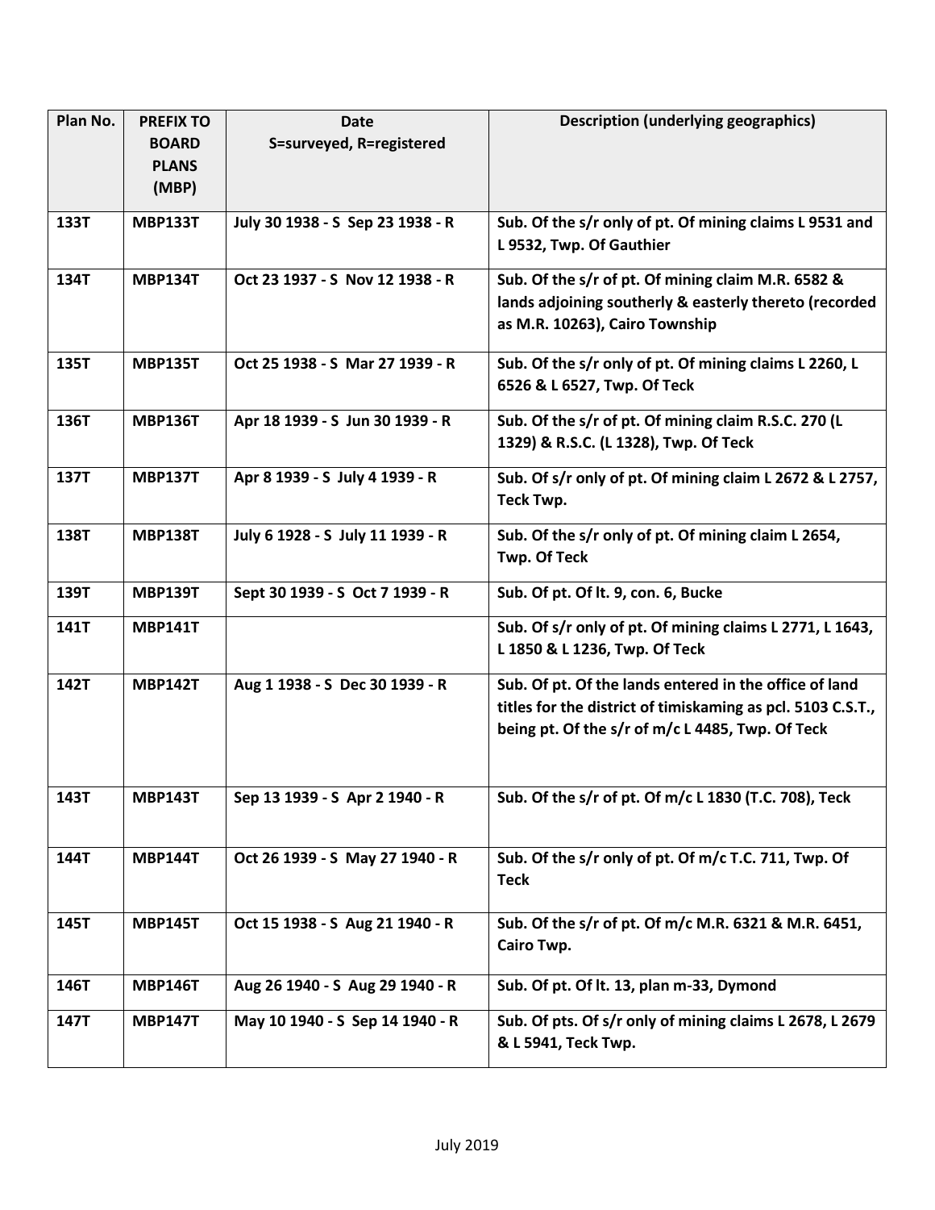| Plan No. | PREFIX TO BOARD PLANS (MBP) | Date S=surveyed, R=registered | Description (underlying geographics) |
|---|---|---|---|
| **133T** | **MBP133T** | **July 30 1938 - S Sep 23 1938 - R** | **Sub. Of the s/r only of pt. Of mining claims L 9531 and L 9532, Twp. Of Gauthier** |
| **134T** | **MBP134T** | **Oct 23 1937 - S Nov 12 1938 - R** | **Sub. Of the s/r of pt. Of mining claim M.R. 6582 & lands adjoining southerly & easterly thereto (recorded as M.R. 10263), Cairo Township** |
| **135T** | **MBP135T** | **Oct 25 1938 - S Mar 27 1939 - R** | **Sub. Of the s/r only of pt. Of mining claims L 2260, L 6526 & L 6527, Twp. Of Teck** |
| **136T** | **MBP136T** | **Apr 18 1939 - S Jun 30 1939 - R** | **Sub. Of the s/r of pt. Of mining claim R.S.C. 270 (L 1329) & R.S.C. (L 1328), Twp. Of Teck** |
| **137T** | **MBP137T** | **Apr 8 1939 - S July 4 1939 - R** | **Sub. Of s/r only of pt. Of mining claim L 2672 & L 2757, Teck Twp.** |
| **138T** | **MBP138T** | **July 6 1928 - S July 11 1939 - R** | **Sub. Of the s/r only of pt. Of mining claim L 2654, Twp. Of Teck** |
| **139T** | **MBP139T** | **Sept 30 1939 - S Oct 7 1939 - R** | **Sub. Of pt. Of lt. 9, con. 6, Bucke** |
| **141T** | **MBP141T** | | **Sub. Of s/r only of pt. Of mining claims L 2771, L 1643, L 1850 & L 1236, Twp. Of Teck** |
| **142T** | **MBP142T** | **Aug 1 1938 - S Dec 30 1939 - R** | **Sub. Of pt. Of the lands entered in the office of land titles for the district of timiskaming as pcl. 5103 C.S.T., being pt. Of the s/r of m/c L 4485, Twp. Of Teck** |
| **143T** | **MBP143T** | **Sep 13 1939 - S Apr 2 1940 - R** | **Sub. Of the s/r of pt. Of m/c L 1830 (T.C. 708), Teck** |
| **144T** | **MBP144T** | **Oct 26 1939 - S May 27 1940 - R** | **Sub. Of the s/r only of pt. Of m/c T.C. 711, Twp. Of Teck** |
| **145T** | **MBP145T** | **Oct 15 1938 - S Aug 21 1940 - R** | **Sub. Of the s/r of pt. Of m/c M.R. 6321 & M.R. 6451, Cairo Twp.** |
| **146T** | **MBP146T** | **Aug 26 1940 - S Aug 29 1940 - R** | **Sub. Of pt. Of lt. 13, plan m-33, Dymond** |
| **147T** | **MBP147T** | **May 10 1940 - S Sep 14 1940 - R** | **Sub. Of pts. Of s/r only of mining claims L 2678, L 2679 & L 5941, Teck Twp.** |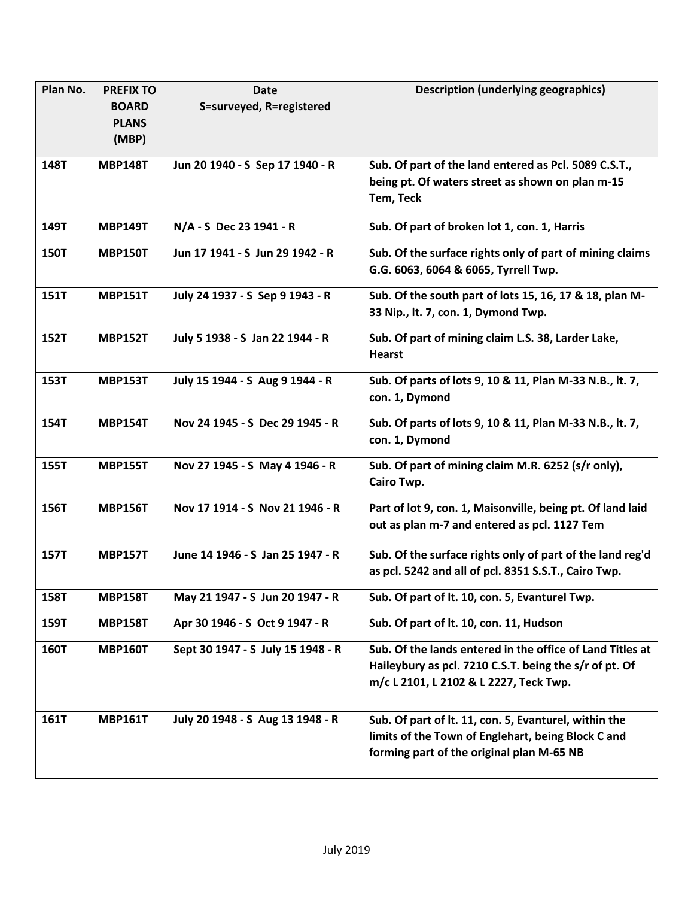| Plan No. | PREFIX TO BOARD PLANS (MBP) | Date S=surveyed, R=registered | Description (underlying geographics) |
|---|---|---|---|
| **148T** | **MBP148T** | **Jun 20 1940 - S Sep 17 1940 - R** | **Sub. Of part of the land entered as Pcl. 5089 C.S.T., being pt. Of waters street as shown on plan m-15 Tem, Teck** |
| **149T** | **MBP149T** | **N/A - S Dec 23 1941 - R** | **Sub. Of part of broken lot 1, con. 1, Harris** |
| **150T** | **MBP150T** | **Jun 17 1941 - S Jun 29 1942 - R** | **Sub. Of the surface rights only of part of mining claims G.G. 6063, 6064 & 6065, Tyrrell Twp.** |
| **151T** | **MBP151T** | **July 24 1937 - S Sep 9 1943 - R** | **Sub. Of the south part of lots 15, 16, 17 & 18, plan M-33 Nip., lt. 7, con. 1, Dymond Twp.** |
| **152T** | **MBP152T** | **July 5 1938 - S Jan 22 1944 - R** | **Sub. Of part of mining claim L.S. 38, Larder Lake, Hearst** |
| **153T** | **MBP153T** | **July 15 1944 - S Aug 9 1944 - R** | **Sub. Of parts of lots 9, 10 & 11, Plan M-33 N.B., lt. 7, con. 1, Dymond** |
| **154T** | **MBP154T** | **Nov 24 1945 - S Dec 29 1945 - R** | **Sub. Of parts of lots 9, 10 & 11, Plan M-33 N.B., lt. 7, con. 1, Dymond** |
| **155T** | **MBP155T** | **Nov 27 1945 - S May 4 1946 - R** | **Sub. Of part of mining claim M.R. 6252 (s/r only), Cairo Twp.** |
| **156T** | **MBP156T** | **Nov 17 1914 - S Nov 21 1946 - R** | **Part of lot 9, con. 1, Maisonville, being pt. Of land laid out as plan m-7 and entered as pcl. 1127 Tem** |
| **157T** | **MBP157T** | **June 14 1946 - S Jan 25 1947 - R** | **Sub. Of the surface rights only of part of the land reg'd as pcl. 5242 and all of pcl. 8351 S.S.T., Cairo Twp.** |
| **158T** | **MBP158T** | **May 21 1947 - S Jun 20 1947 - R** | **Sub. Of part of lt. 10, con. 5, Evanturel Twp.** |
| **159T** | **MBP158T** | **Apr 30 1946 - S Oct 9 1947 - R** | **Sub. Of part of lt. 10, con. 11, Hudson** |
| **160T** | **MBP160T** | **Sept 30 1947 - S July 15 1948 - R** | **Sub. Of the lands entered in the office of Land Titles at Haileybury as pcl. 7210 C.S.T. being the s/r of pt. Of m/c L 2101, L 2102 & L 2227, Teck Twp.** |
| **161T** | **MBP161T** | **July 20 1948 - S Aug 13 1948 - R** | **Sub. Of part of lt. 11, con. 5, Evanturel, within the limits of the Town of Englehart, being Block C and forming part of the original plan M-65 NB** |

July 2019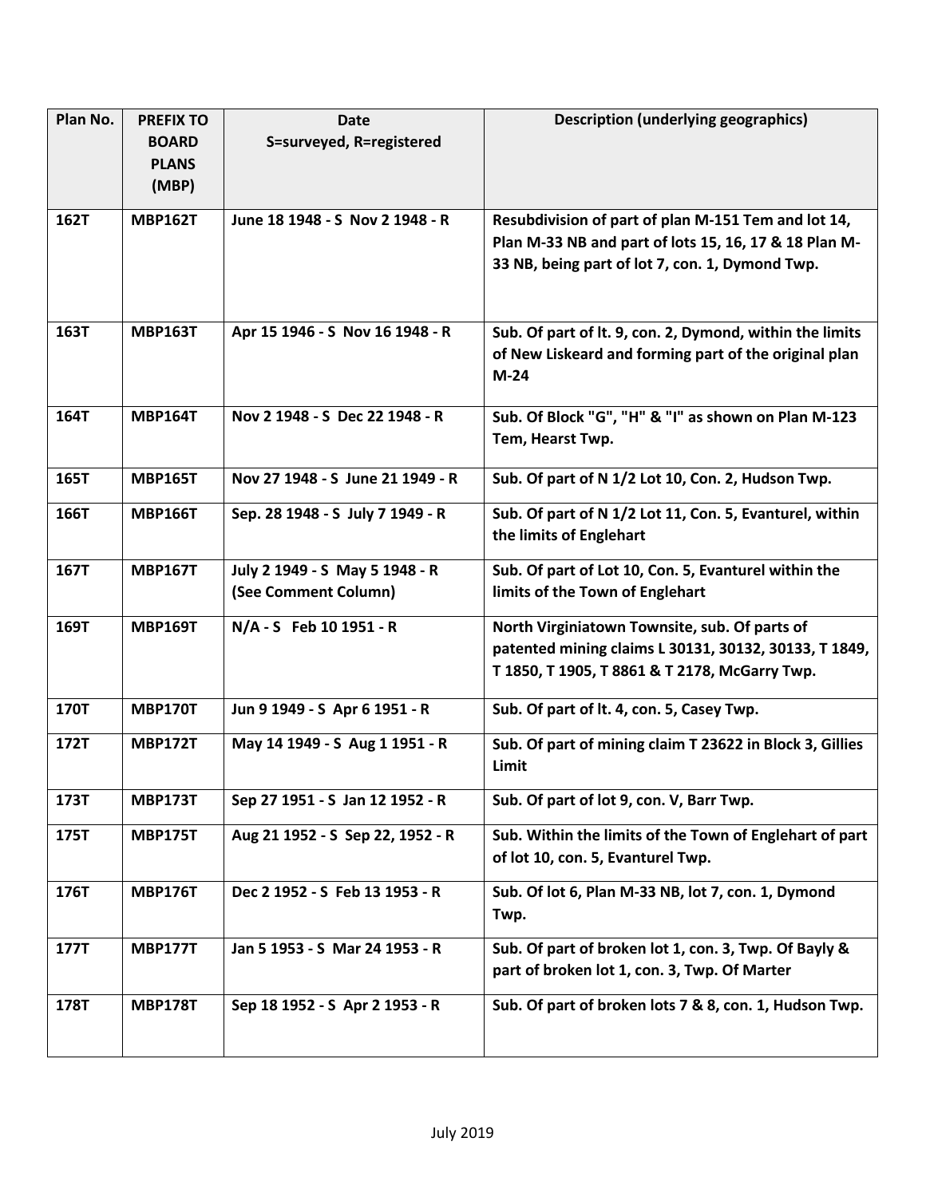| Plan No. | PREFIX TO BOARD PLANS (MBP) | Date S=surveyed, R=registered | Description (underlying geographics) |
|---|---|---|---|
| **162T** | **MBP162T** | **June 18 1948 - S Nov 2 1948 - R** | **Resubdivision of part of plan M-151 Tem and lot 14, Plan M-33 NB and part of lots 15, 16, 17 & 18 Plan M-33 NB, being part of lot 7, con. 1, Dymond Twp.** |
| **163T** | **MBP163T** | **Apr 15 1946 - S Nov 16 1948 - R** | **Sub. Of part of lt. 9, con. 2, Dymond, within the limits of New Liskeard and forming part of the original plan M-24** |
| **164T** | **MBP164T** | **Nov 2 1948 - S Dec 22 1948 - R** | **Sub. Of Block "G", "H" & "I" as shown on Plan M-123 Tem, Hearst Twp.** |
| **165T** | **MBP165T** | **Nov 27 1948 - S June 21 1949 - R** | **Sub. Of part of N 1/2 Lot 10, Con. 2, Hudson Twp.** |
| **166T** | **MBP166T** | **Sep. 28 1948 - S July 7 1949 - R** | **Sub. Of part of N 1/2 Lot 11, Con. 5, Evanturel, within the limits of Englehart** |
| **167T** | **MBP167T** | **July 2 1949 - S May 5 1948 - R (See Comment Column)** | **Sub. Of part of Lot 10, Con. 5, Evanturel within the limits of the Town of Englehart** |
| **169T** | **MBP169T** | **N/A - S Feb 10 1951 - R** | **North Virginiatown Townsite, sub. Of parts of patented mining claims L 30131, 30132, 30133, T 1849, T 1850, T 1905, T 8861 & T 2178, McGarry Twp.** |
| **170T** | **MBP170T** | **Jun 9 1949 - S Apr 6 1951 - R** | **Sub. Of part of lt. 4, con. 5, Casey Twp.** |
| **172T** | **MBP172T** | **May 14 1949 - S Aug 1 1951 - R** | **Sub. Of part of mining claim T 23622 in Block 3, Gillies Limit** |
| **173T** | **MBP173T** | **Sep 27 1951 - S Jan 12 1952 - R** | **Sub. Of part of lot 9, con. V, Barr Twp.** |
| **175T** | **MBP175T** | **Aug 21 1952 - S Sep 22, 1952 - R** | **Sub. Within the limits of the Town of Englehart of part of lot 10, con. 5, Evanturel Twp.** |
| **176T** | **MBP176T** | **Dec 2 1952 - S Feb 13 1953 - R** | **Sub. Of lot 6, Plan M-33 NB, lot 7, con. 1, Dymond Twp.** |
| **177T** | **MBP177T** | **Jan 5 1953 - S Mar 24 1953 - R** | **Sub. Of part of broken lot 1, con. 3, Twp. Of Bayly & part of broken lot 1, con. 3, Twp. Of Marter** |
| **178T** | **MBP178T** | **Sep 18 1952 - S Apr 2 1953 - R** | **Sub. Of part of broken lots 7 & 8, con. 1, Hudson Twp.** |

July 2019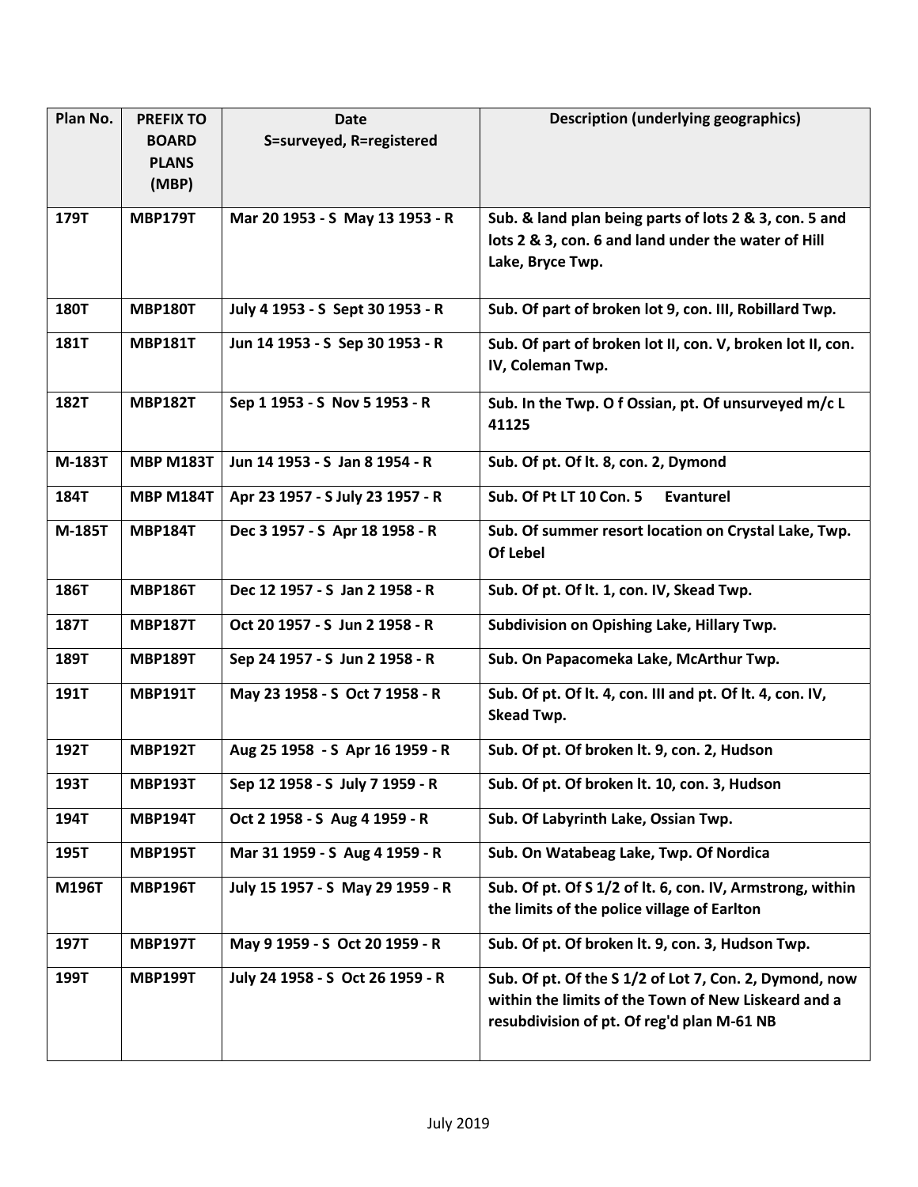| Plan No. | PREFIX TO BOARD PLANS (MBP) | Date S=surveyed, R=registered | Description (underlying geographics) |
|---|---|---|---|
| 179T | MBP179T | Mar 20 1953 - S May 13 1953 - R | Sub. & land plan being parts of lots 2 & 3, con. 5 and lots 2 & 3, con. 6 and land under the water of Hill Lake, Bryce Twp. |
| 180T | MBP180T | July 4 1953 - S Sept 30 1953 - R | Sub. Of part of broken lot 9, con. III, Robillard Twp. |
| 181T | MBP181T | Jun 14 1953 - S Sep 30 1953 - R | Sub. Of part of broken lot II, con. V, broken lot II, con. IV, Coleman Twp. |
| 182T | MBP182T | Sep 1 1953 - S Nov 5 1953 - R | Sub. In the Twp. O f Ossian, pt. Of unsurveyed m/c L 41125 |
| M-183T | MBP M183T | Jun 14 1953 - S Jan 8 1954 - R | Sub. Of pt. Of lt. 8, con. 2, Dymond |
| 184T | MBP M184T | Apr 23 1957 - S July 23 1957 - R | Sub. Of Pt LT 10 Con. 5 Evanturel |
| M-185T | MBP184T | Dec 3 1957 - S Apr 18 1958 - R | Sub. Of summer resort location on Crystal Lake, Twp. Of Lebel |
| 186T | MBP186T | Dec 12 1957 - S Jan 2 1958 - R | Sub. Of pt. Of lt. 1, con. IV, Skead Twp. |
| 187T | MBP187T | Oct 20 1957 - S Jun 2 1958 - R | Subdivision on Opishing Lake, Hillary Twp. |
| 189T | MBP189T | Sep 24 1957 - S Jun 2 1958 - R | Sub. On Papacomeka Lake, McArthur Twp. |
| 191T | MBP191T | May 23 1958 - S Oct 7 1958 - R | Sub. Of pt. Of lt. 4, con. III and pt. Of lt. 4, con. IV, Skead Twp. |
| 192T | MBP192T | Aug 25 1958 - S Apr 16 1959 - R | Sub. Of pt. Of broken lt. 9, con. 2, Hudson |
| 193T | MBP193T | Sep 12 1958 - S July 7 1959 - R | Sub. Of pt. Of broken lt. 10, con. 3, Hudson |
| 194T | MBP194T | Oct 2 1958 - S Aug 4 1959 - R | Sub. Of Labyrinth Lake, Ossian Twp. |
| 195T | MBP195T | Mar 31 1959 - S Aug 4 1959 - R | Sub. On Watabeag Lake, Twp. Of Nordica |
| M196T | MBP196T | July 15 1957 - S May 29 1959 - R | Sub. Of pt. Of S 1/2 of lt. 6, con. IV, Armstrong, within the limits of the police village of Earlton |
| 197T | MBP197T | May 9 1959 - S Oct 20 1959 - R | Sub. Of pt. Of broken lt. 9, con. 3, Hudson Twp. |
| 199T | MBP199T | July 24 1958 - S Oct 26 1959 - R | Sub. Of pt. Of the S 1/2 of Lot 7, Con. 2, Dymond, now within the limits of the Town of New Liskeard and a resubdivision of pt. Of reg'd plan M-61 NB |

July 2019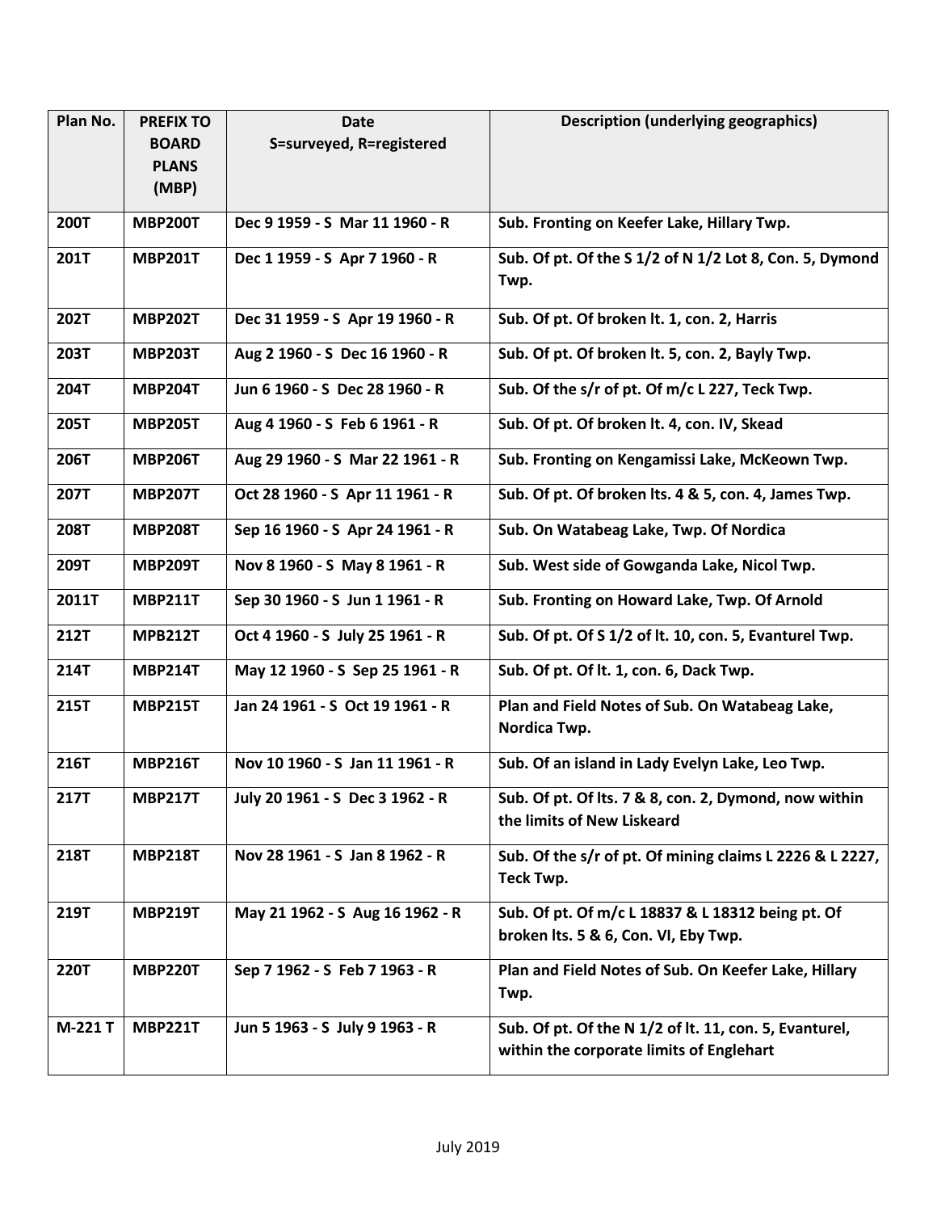| Plan No. | PREFIX TO BOARD PLANS (MBP) | Date S=surveyed, R=registered | Description (underlying geographics) |
|---|---|---|---|
| **200T** | **MBP200T** | **Dec 9 1959 - S Mar 11 1960 - R** | **Sub. Fronting on Keefer Lake, Hillary Twp.** |
| **201T** | **MBP201T** | **Dec 1 1959 - S Apr 7 1960 - R** | **Sub. Of pt. Of the S 1/2 of N 1/2 Lot 8, Con. 5, Dymond Twp.** |
| **202T** | **MBP202T** | **Dec 31 1959 - S Apr 19 1960 - R** | **Sub. Of pt. Of broken lt. 1, con. 2, Harris** |
| **203T** | **MBP203T** | **Aug 2 1960 - S Dec 16 1960 - R** | **Sub. Of pt. Of broken lt. 5, con. 2, Bayly Twp.** |
| **204T** | **MBP204T** | **Jun 6 1960 - S Dec 28 1960 - R** | **Sub. Of the s/r of pt. Of m/c L 227, Teck Twp.** |
| **205T** | **MBP205T** | **Aug 4 1960 - S Feb 6 1961 - R** | **Sub. Of pt. Of broken lt. 4, con. IV, Skead** |
| **206T** | **MBP206T** | **Aug 29 1960 - S Mar 22 1961 - R** | **Sub. Fronting on Kengamissi Lake, McKeown Twp.** |
| **207T** | **MBP207T** | **Oct 28 1960 - S Apr 11 1961 - R** | **Sub. Of pt. Of broken lts. 4 & 5, con. 4, James Twp.** |
| **208T** | **MBP208T** | **Sep 16 1960 - S Apr 24 1961 - R** | **Sub. On Watabeag Lake, Twp. Of Nordica** |
| **209T** | **MBP209T** | **Nov 8 1960 - S May 8 1961 - R** | **Sub. West side of Gowganda Lake, Nicol Twp.** |
| **2011T** | **MBP211T** | **Sep 30 1960 - S Jun 1 1961 - R** | **Sub. Fronting on Howard Lake, Twp. Of Arnold** |
| **212T** | **MPB212T** | **Oct 4 1960 - S July 25 1961 - R** | **Sub. Of pt. Of S 1/2 of lt. 10, con. 5, Evanturel Twp.** |
| **214T** | **MBP214T** | **May 12 1960 - S Sep 25 1961 - R** | **Sub. Of pt. Of lt. 1, con. 6, Dack Twp.** |
| **215T** | **MBP215T** | **Jan 24 1961 - S Oct 19 1961 - R** | **Plan and Field Notes of Sub. On Watabeag Lake, Nordica Twp.** |
| **216T** | **MBP216T** | **Nov 10 1960 - S Jan 11 1961 - R** | **Sub. Of an island in Lady Evelyn Lake, Leo Twp.** |
| **217T** | **MBP217T** | **July 20 1961 - S Dec 3 1962 - R** | **Sub. Of pt. Of lts. 7 & 8, con. 2, Dymond, now within the limits of New Liskeard** |
| **218T** | **MBP218T** | **Nov 28 1961 - S Jan 8 1962 - R** | **Sub. Of the s/r of pt. Of mining claims L 2226 & L 2227, Teck Twp.** |
| **219T** | **MBP219T** | **May 21 1962 - S Aug 16 1962 - R** | **Sub. Of pt. Of m/c L 18837 & L 18312 being pt. Of broken lts. 5 & 6, Con. VI, Eby Twp.** |
| **220T** | **MBP220T** | **Sep 7 1962 - S Feb 7 1963 - R** | **Plan and Field Notes of Sub. On Keefer Lake, Hillary Twp.** |
| **M-221 T** | **MBP221T** | **Jun 5 1963 - S July 9 1963 - R** | **Sub. Of pt. Of the N 1/2 of lt. 11, con. 5, Evanturel, within the corporate limits of Englehart** |

July 2019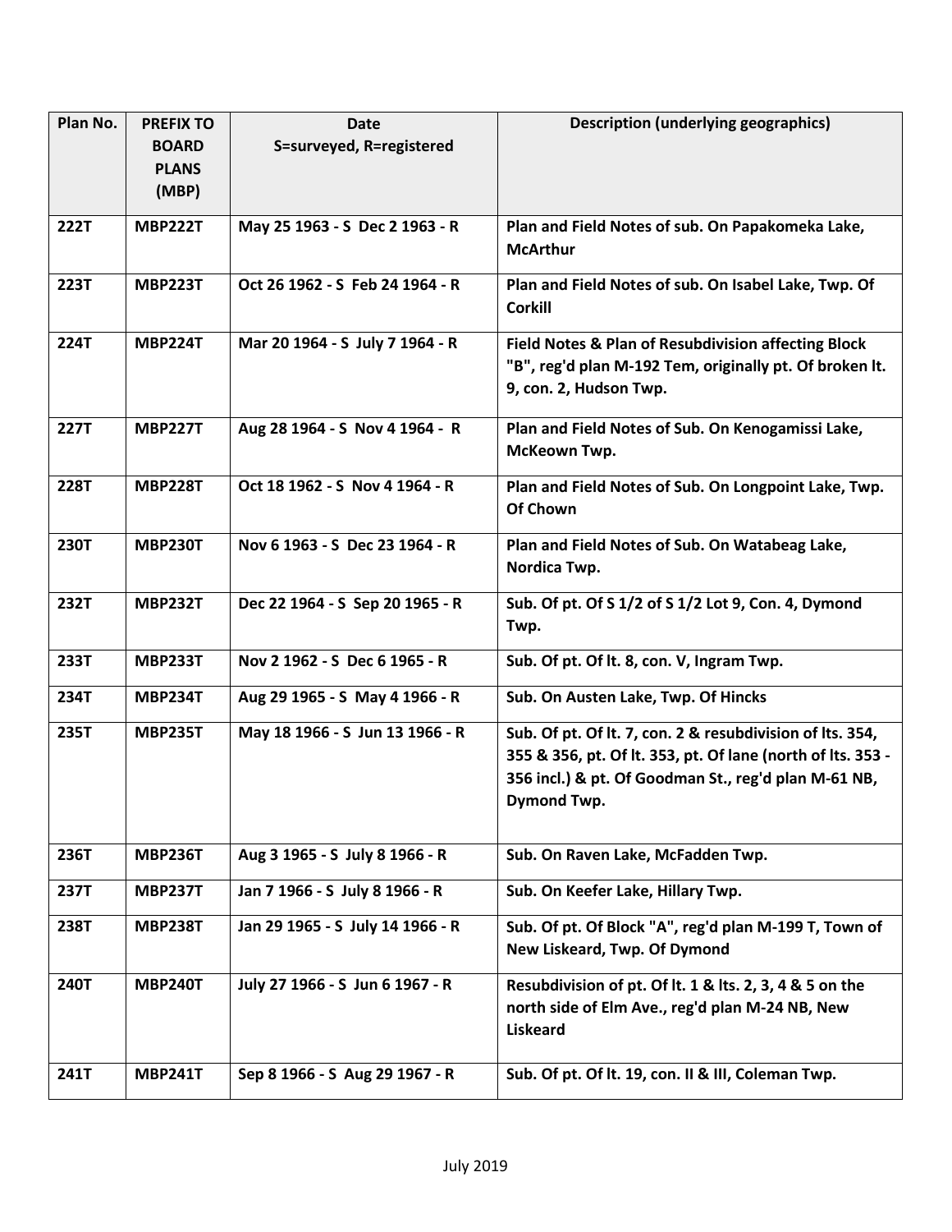| Plan No. | PREFIX TO BOARD PLANS (MBP) | Date S=surveyed, R=registered | Description (underlying geographics) |
|---|---|---|---|
| **222T** | **MBP222T** | **May 25 1963 - S Dec 2 1963 - R** | **Plan and Field Notes of sub. On Papakomeka Lake, McArthur** |
| **223T** | **MBP223T** | **Oct 26 1962 - S Feb 24 1964 - R** | **Plan and Field Notes of sub. On Isabel Lake, Twp. Of Corkill** |
| **224T** | **MBP224T** | **Mar 20 1964 - S July 7 1964 - R** | **Field Notes & Plan of Resubdivision affecting Block "B", reg'd plan M-192 Tem, originally pt. Of broken lt. 9, con. 2, Hudson Twp.** |
| **227T** | **MBP227T** | **Aug 28 1964 - S Nov 4 1964 - R** | **Plan and Field Notes of Sub. On Kenogamissi Lake, McKeown Twp.** |
| **228T** | **MBP228T** | **Oct 18 1962 - S Nov 4 1964 - R** | **Plan and Field Notes of Sub. On Longpoint Lake, Twp. Of Chown** |
| **230T** | **MBP230T** | **Nov 6 1963 - S Dec 23 1964 - R** | **Plan and Field Notes of Sub. On Watabeag Lake, Nordica Twp.** |
| **232T** | **MBP232T** | **Dec 22 1964 - S Sep 20 1965 - R** | **Sub. Of pt. Of S 1/2 of S 1/2 Lot 9, Con. 4, Dymond Twp.** |
| **233T** | **MBP233T** | **Nov 2 1962 - S Dec 6 1965 - R** | **Sub. Of pt. Of lt. 8, con. V, Ingram Twp.** |
| **234T** | **MBP234T** | **Aug 29 1965 - S May 4 1966 - R** | **Sub. On Austen Lake, Twp. Of Hincks** |
| **235T** | **MBP235T** | **May 18 1966 - S Jun 13 1966 - R** | **Sub. Of pt. Of lt. 7, con. 2 & resubdivision of lts. 354, 355 & 356, pt. Of lt. 353, pt. Of lane (north of lts. 353 - 356 incl.) & pt. Of Goodman St., reg'd plan M-61 NB, Dymond Twp.** |
| **236T** | **MBP236T** | **Aug 3 1965 - S July 8 1966 - R** | **Sub. On Raven Lake, McFadden Twp.** |
| **237T** | **MBP237T** | **Jan 7 1966 - S July 8 1966 - R** | **Sub. On Keefer Lake, Hillary Twp.** |
| **238T** | **MBP238T** | **Jan 29 1965 - S July 14 1966 - R** | **Sub. Of pt. Of Block "A", reg'd plan M-199 T, Town of New Liskeard, Twp. Of Dymond** |
| **240T** | **MBP240T** | **July 27 1966 - S Jun 6 1967 - R** | **Resubdivision of pt. Of lt. 1 & lts. 2, 3, 4 & 5 on the north side of Elm Ave., reg'd plan M-24 NB, New Liskeard** |
| **241T** | **MBP241T** | **Sep 8 1966 - S Aug 29 1967 - R** | **Sub. Of pt. Of lt. 19, con. II & III, Coleman Twp.** |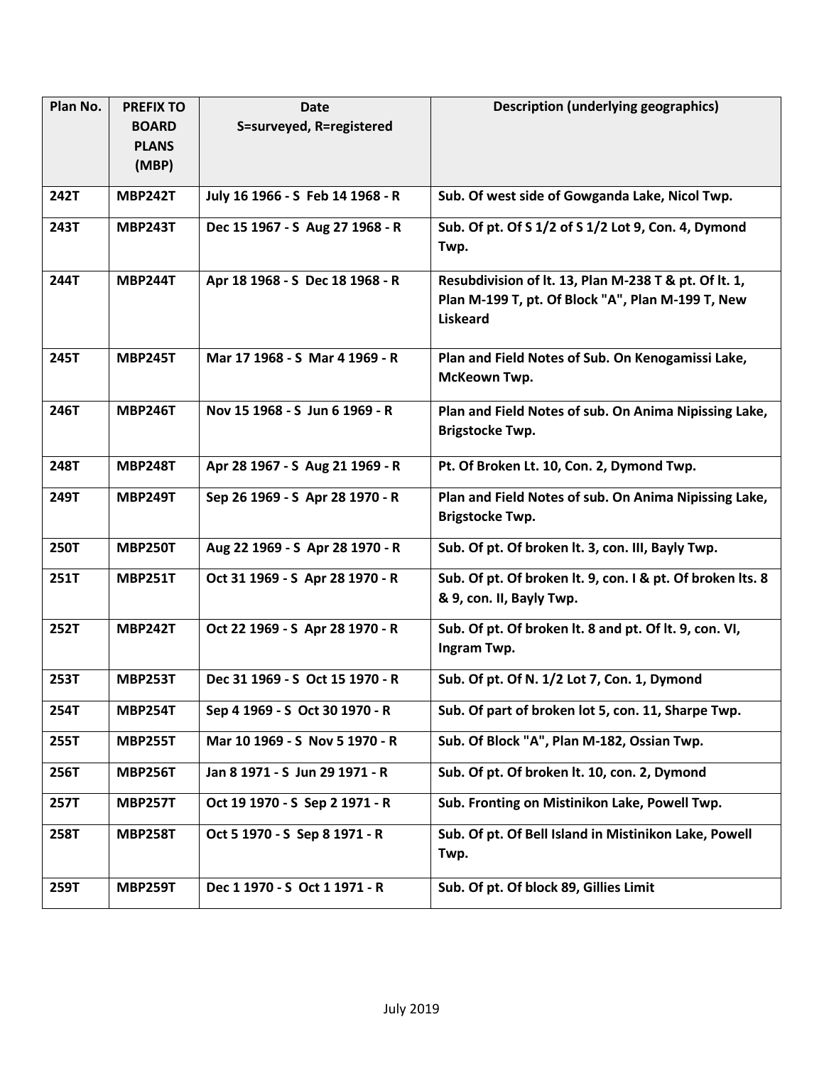| Plan No. | PREFIX TO BOARD PLANS (MBP) | Date S=surveyed, R=registered | Description (underlying geographics) |
|---|---|---|---|
| 242T | MBP242T | July 16 1966 - S  Feb 14 1968 - R | Sub. Of west side of Gowganda Lake, Nicol Twp. |
| 243T | MBP243T | Dec 15 1967 - S  Aug 27 1968 - R | Sub. Of pt. Of S 1/2 of S 1/2 Lot 9, Con. 4, Dymond Twp. |
| 244T | MBP244T | Apr 18 1968 - S  Dec 18 1968 - R | Resubdivision of lt. 13, Plan M-238 T & pt. Of lt. 1, Plan M-199 T, pt. Of Block "A", Plan M-199 T, New Liskeard |
| 245T | MBP245T | Mar 17 1968 - S  Mar 4 1969 - R | Plan and Field Notes of Sub. On Kenogamissi Lake, McKeown Twp. |
| 246T | MBP246T | Nov 15 1968 - S  Jun 6 1969 - R | Plan and Field Notes of sub. On Anima Nipissing Lake, Brigstocke Twp. |
| 248T | MBP248T | Apr 28 1967 - S  Aug 21 1969 - R | Pt. Of Broken Lt. 10, Con. 2, Dymond Twp. |
| 249T | MBP249T | Sep 26 1969 - S  Apr 28 1970 - R | Plan and Field Notes of sub. On Anima Nipissing Lake, Brigstocke Twp. |
| 250T | MBP250T | Aug 22 1969 - S  Apr 28 1970 - R | Sub. Of pt. Of broken lt. 3, con. III, Bayly Twp. |
| 251T | MBP251T | Oct 31 1969 - S  Apr 28 1970 - R | Sub. Of pt. Of broken lt. 9, con. I & pt. Of broken lts. 8 & 9, con. II, Bayly Twp. |
| 252T | MBP242T | Oct 22 1969 - S  Apr 28 1970 - R | Sub. Of pt. Of broken lt. 8 and pt. Of lt. 9, con. VI, Ingram Twp. |
| 253T | MBP253T | Dec 31 1969 - S  Oct 15 1970 - R | Sub. Of pt. Of N. 1/2 Lot 7, Con. 1, Dymond |
| 254T | MBP254T | Sep 4 1969 - S  Oct 30 1970 - R | Sub. Of part of broken lot 5, con. 11, Sharpe Twp. |
| 255T | MBP255T | Mar 10 1969 - S  Nov 5 1970 - R | Sub. Of Block "A", Plan M-182, Ossian Twp. |
| 256T | MBP256T | Jan 8 1971 - S  Jun 29 1971 - R | Sub. Of pt. Of broken lt. 10, con. 2, Dymond |
| 257T | MBP257T | Oct 19 1970 - S  Sep 2 1971 - R | Sub. Fronting on Mistinikon Lake, Powell Twp. |
| 258T | MBP258T | Oct 5 1970 - S  Sep 8 1971 - R | Sub. Of pt. Of Bell Island in Mistinikon Lake, Powell Twp. |
| 259T | MBP259T | Dec 1 1970 - S  Oct 1 1971 - R | Sub. Of pt. Of block 89, Gillies Limit |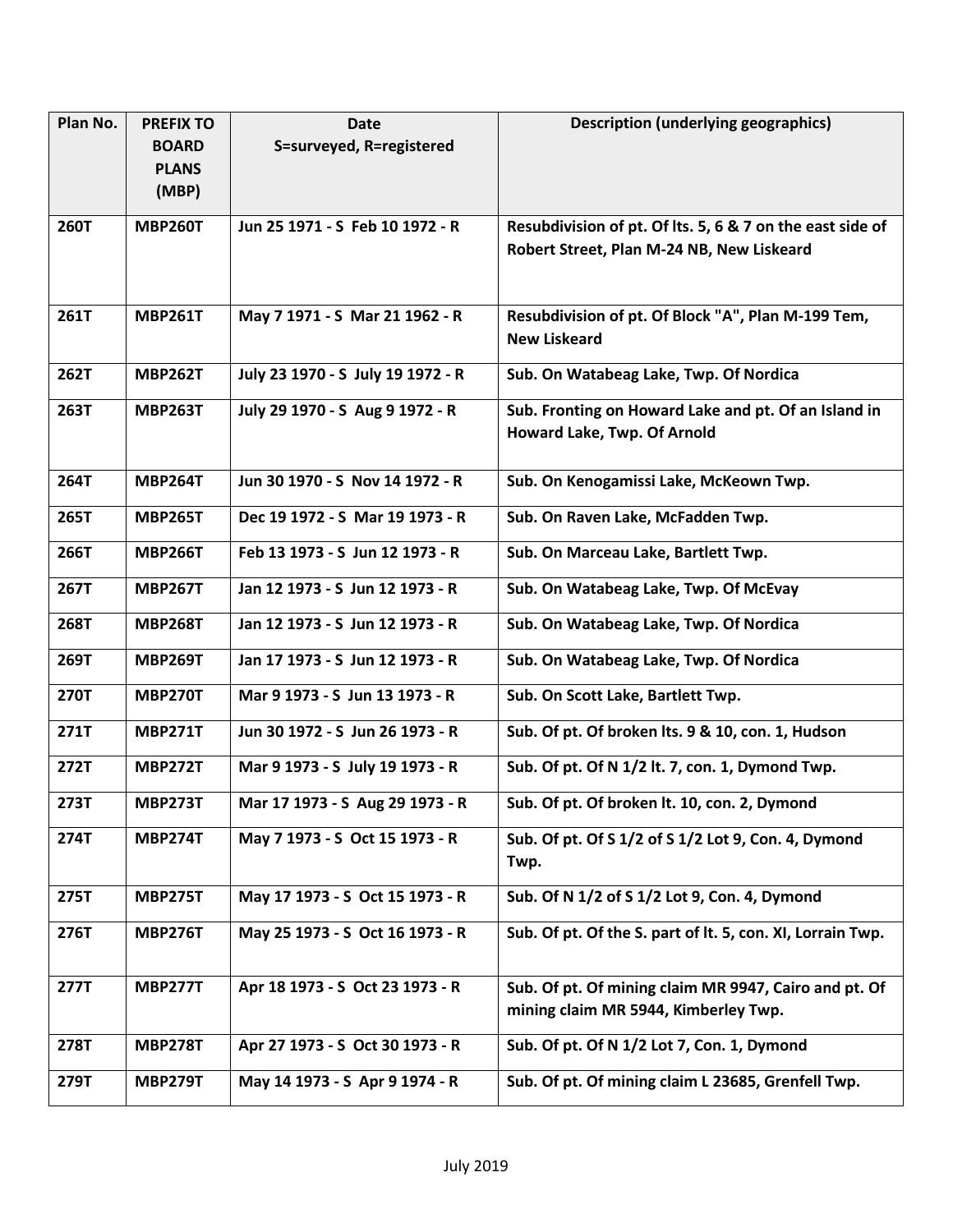| Plan No. | PREFIX TO BOARD PLANS (MBP) | Date S=surveyed, R=registered | Description (underlying geographics) |
|---|---|---|---|
| **260T** | **MBP260T** | **Jun 25 1971 - S Feb 10 1972 - R** | **Resubdivision of pt. Of lts. 5, 6 & 7 on the east side of Robert Street, Plan M-24 NB, New Liskeard** |
| **261T** | **MBP261T** | **May 7 1971 - S Mar 21 1962 - R** | **Resubdivision of pt. Of Block "A", Plan M-199 Tem, New Liskeard** |
| **262T** | **MBP262T** | **July 23 1970 - S July 19 1972 - R** | **Sub. On Watabeag Lake, Twp. Of Nordica** |
| **263T** | **MBP263T** | **July 29 1970 - S Aug 9 1972 - R** | **Sub. Fronting on Howard Lake and pt. Of an Island in Howard Lake, Twp. Of Arnold** |
| **264T** | **MBP264T** | **Jun 30 1970 - S Nov 14 1972 - R** | **Sub. On Kenogamissi Lake, McKeown Twp.** |
| **265T** | **MBP265T** | **Dec 19 1972 - S Mar 19 1973 - R** | **Sub. On Raven Lake, McFadden Twp.** |
| **266T** | **MBP266T** | **Feb 13 1973 - S Jun 12 1973 - R** | **Sub. On Marceau Lake, Bartlett Twp.** |
| **267T** | **MBP267T** | **Jan 12 1973 - S Jun 12 1973 - R** | **Sub. On Watabeag Lake, Twp. Of McEvay** |
| **268T** | **MBP268T** | **Jan 12 1973 - S Jun 12 1973 - R** | **Sub. On Watabeag Lake, Twp. Of Nordica** |
| **269T** | **MBP269T** | **Jan 17 1973 - S Jun 12 1973 - R** | **Sub. On Watabeag Lake, Twp. Of Nordica** |
| **270T** | **MBP270T** | **Mar 9 1973 - S Jun 13 1973 - R** | **Sub. On Scott Lake, Bartlett Twp.** |
| **271T** | **MBP271T** | **Jun 30 1972 - S Jun 26 1973 - R** | **Sub. Of pt. Of broken lts. 9 & 10, con. 1, Hudson** |
| **272T** | **MBP272T** | **Mar 9 1973 - S July 19 1973 - R** | **Sub. Of pt. Of N 1/2 lt. 7, con. 1, Dymond Twp.** |
| **273T** | **MBP273T** | **Mar 17 1973 - S Aug 29 1973 - R** | **Sub. Of pt. Of broken lt. 10, con. 2, Dymond** |
| **274T** | **MBP274T** | **May 7 1973 - S Oct 15 1973 - R** | **Sub. Of pt. Of S 1/2 of S 1/2 Lot 9, Con. 4, Dymond Twp.** |
| **275T** | **MBP275T** | **May 17 1973 - S Oct 15 1973 - R** | **Sub. Of N 1/2 of S 1/2 Lot 9, Con. 4, Dymond** |
| **276T** | **MBP276T** | **May 25 1973 - S Oct 16 1973 - R** | **Sub. Of pt. Of the S. part of lt. 5, con. XI, Lorrain Twp.** |
| **277T** | **MBP277T** | **Apr 18 1973 - S Oct 23 1973 - R** | **Sub. Of pt. Of mining claim MR 9947, Cairo and pt. Of mining claim MR 5944, Kimberley Twp.** |
| **278T** | **MBP278T** | **Apr 27 1973 - S Oct 30 1973 - R** | **Sub. Of pt. Of N 1/2 Lot 7, Con. 1, Dymond** |
| **279T** | **MBP279T** | **May 14 1973 - S Apr 9 1974 - R** | **Sub. Of pt. Of mining claim L 23685, Grenfell Twp.** |

July 2019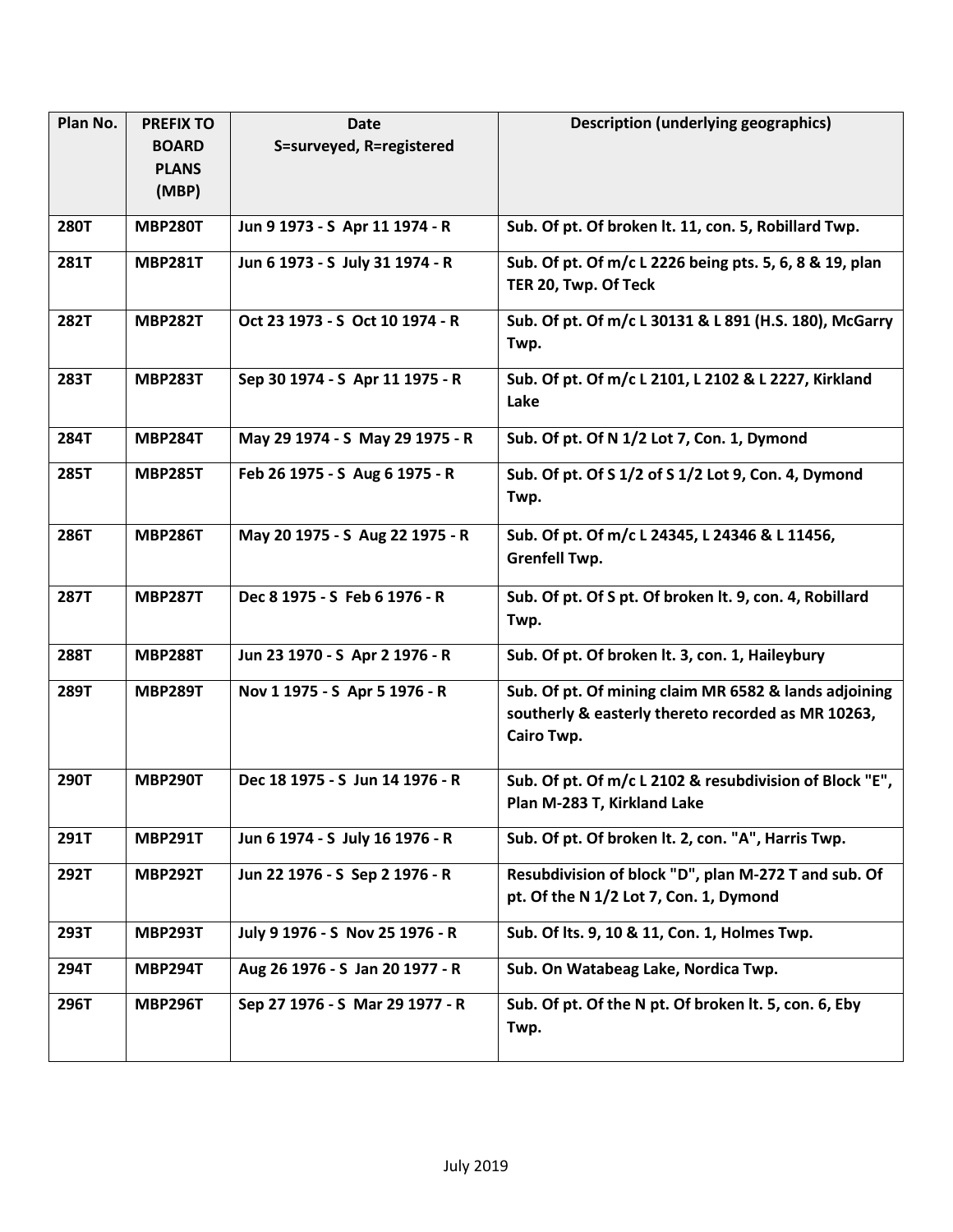| Plan No. | PREFIX TO BOARD PLANS (MBP) | Date S=surveyed, R=registered | Description (underlying geographics) |
|---|---|---|---|
| **280T** | **MBP280T** | **Jun 9 1973 - S Apr 11 1974 - R** | **Sub. Of pt. Of broken lt. 11, con. 5, Robillard Twp.** |
| **281T** | **MBP281T** | **Jun 6 1973 - S July 31 1974 - R** | **Sub. Of pt. Of m/c L 2226 being pts. 5, 6, 8 & 19, plan TER 20, Twp. Of Teck** |
| **282T** | **MBP282T** | **Oct 23 1973 - S Oct 10 1974 - R** | **Sub. Of pt. Of m/c L 30131 & L 891 (H.S. 180), McGarry Twp.** |
| **283T** | **MBP283T** | **Sep 30 1974 - S Apr 11 1975 - R** | **Sub. Of pt. Of m/c L 2101, L 2102 & L 2227, Kirkland Lake** |
| **284T** | **MBP284T** | **May 29 1974 - S May 29 1975 - R** | **Sub. Of pt. Of N 1/2 Lot 7, Con. 1, Dymond** |
| **285T** | **MBP285T** | **Feb 26 1975 - S Aug 6 1975 - R** | **Sub. Of pt. Of S 1/2 of S 1/2 Lot 9, Con. 4, Dymond Twp.** |
| **286T** | **MBP286T** | **May 20 1975 - S Aug 22 1975 - R** | **Sub. Of pt. Of m/c L 24345, L 24346 & L 11456, Grenfell Twp.** |
| **287T** | **MBP287T** | **Dec 8 1975 - S Feb 6 1976 - R** | **Sub. Of pt. Of S pt. Of broken lt. 9, con. 4, Robillard Twp.** |
| **288T** | **MBP288T** | **Jun 23 1970 - S Apr 2 1976 - R** | **Sub. Of pt. Of broken lt. 3, con. 1, Haileybury** |
| **289T** | **MBP289T** | **Nov 1 1975 - S Apr 5 1976 - R** | **Sub. Of pt. Of mining claim MR 6582 & lands adjoining southerly & easterly thereto recorded as MR 10263, Cairo Twp.** |
| **290T** | **MBP290T** | **Dec 18 1975 - S Jun 14 1976 - R** | **Sub. Of pt. Of m/c L 2102 & resubdivision of Block "E", Plan M-283 T, Kirkland Lake** |
| **291T** | **MBP291T** | **Jun 6 1974 - S July 16 1976 - R** | **Sub. Of pt. Of broken lt. 2, con. "A", Harris Twp.** |
| **292T** | **MBP292T** | **Jun 22 1976 - S Sep 2 1976 - R** | **Resubdivision of block "D", plan M-272 T and sub. Of pt. Of the N 1/2 Lot 7, Con. 1, Dymond** |
| **293T** | **MBP293T** | **July 9 1976 - S Nov 25 1976 - R** | **Sub. Of lts. 9, 10 & 11, Con. 1, Holmes Twp.** |
| **294T** | **MBP294T** | **Aug 26 1976 - S Jan 20 1977 - R** | **Sub. On Watabeag Lake, Nordica Twp.** |
| **296T** | **MBP296T** | **Sep 27 1976 - S Mar 29 1977 - R** | **Sub. Of pt. Of the N pt. Of broken lt. 5, con. 6, Eby Twp.** |

July 2019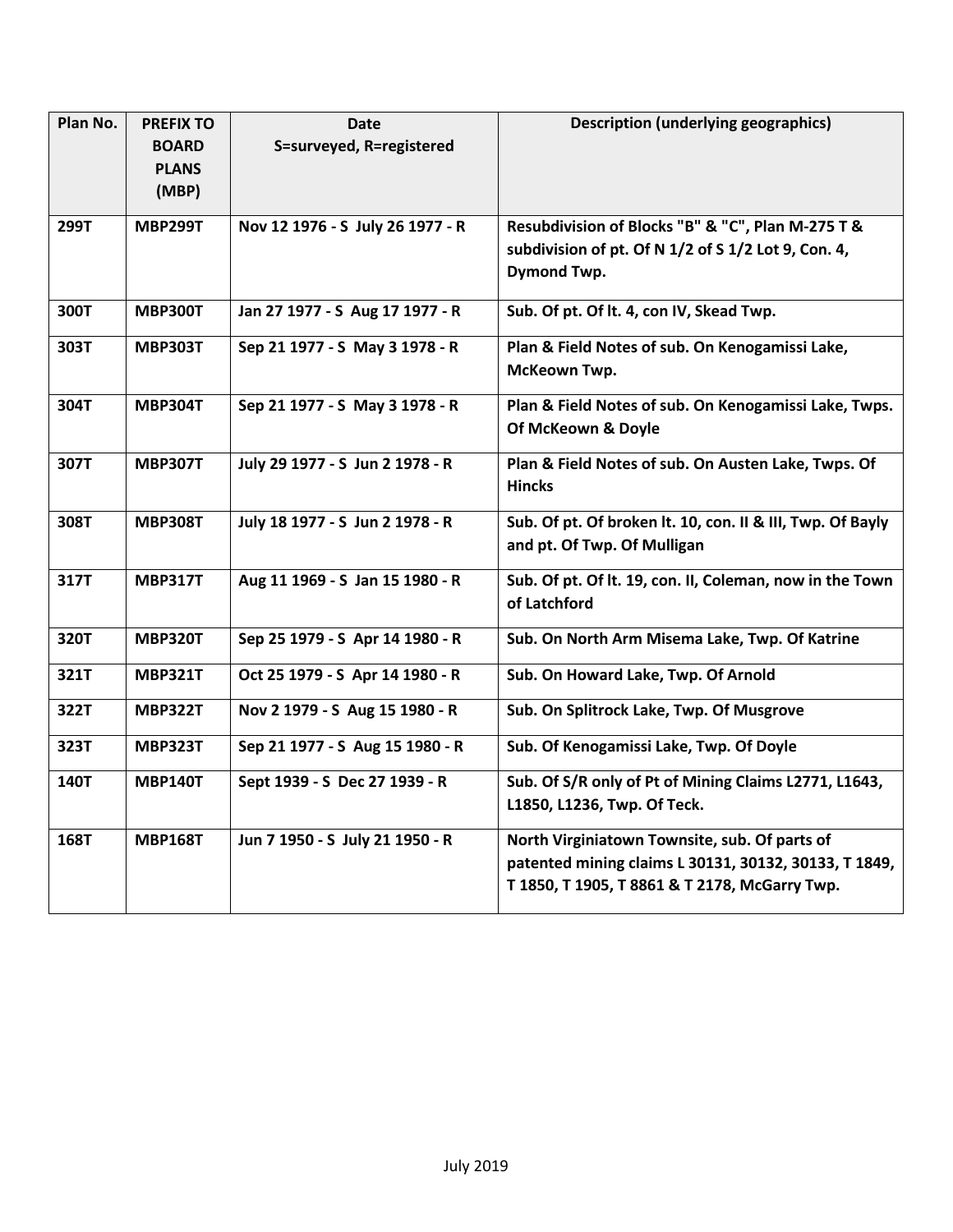| Plan No. | PREFIX TO BOARD PLANS (MBP) | Date S=surveyed, R=registered | Description (underlying geographics) |
|---|---|---|---|
| **299T** | **MBP299T** | **Nov 12 1976 - S July 26 1977 - R** | **Resubdivision of Blocks "B" & "C", Plan M-275 T & subdivision of pt. Of N 1/2 of S 1/2 Lot 9, Con. 4, Dymond Twp.** |
| **300T** | **MBP300T** | **Jan 27 1977 - S Aug 17 1977 - R** | **Sub. Of pt. Of lt. 4, con IV, Skead Twp.** |
| **303T** | **MBP303T** | **Sep 21 1977 - S May 3 1978 - R** | **Plan & Field Notes of sub. On Kenogamissi Lake, McKeown Twp.** |
| **304T** | **MBP304T** | **Sep 21 1977 - S May 3 1978 - R** | **Plan & Field Notes of sub. On Kenogamissi Lake, Twps. Of McKeown & Doyle** |
| **307T** | **MBP307T** | **July 29 1977 - S Jun 2 1978 - R** | **Plan & Field Notes of sub. On Austen Lake, Twps. Of Hincks** |
| **308T** | **MBP308T** | **July 18 1977 - S Jun 2 1978 - R** | **Sub. Of pt. Of broken lt. 10, con. II & III, Twp. Of Bayly and pt. Of Twp. Of Mulligan** |
| **317T** | **MBP317T** | **Aug 11 1969 - S Jan 15 1980 - R** | **Sub. Of pt. Of lt. 19, con. II, Coleman, now in the Town of Latchford** |
| **320T** | **MBP320T** | **Sep 25 1979 - S Apr 14 1980 - R** | **Sub. On North Arm Misema Lake, Twp. Of Katrine** |
| **321T** | **MBP321T** | **Oct 25 1979 - S Apr 14 1980 - R** | **Sub. On Howard Lake, Twp. Of Arnold** |
| **322T** | **MBP322T** | **Nov 2 1979 - S Aug 15 1980 - R** | **Sub. On Splitrock Lake, Twp. Of Musgrove** |
| **323T** | **MBP323T** | **Sep 21 1977 - S Aug 15 1980 - R** | **Sub. Of Kenogamissi Lake, Twp. Of Doyle** |
| **140T** | **MBP140T** | **Sept 1939 - S Dec 27 1939 - R** | **Sub. Of S/R only of Pt of Mining Claims L2771, L1643, L1850, L1236, Twp. Of Teck.** |
| **168T** | **MBP168T** | **Jun 7 1950 - S July 21 1950 - R** | **North Virginiatown Townsite, sub. Of parts of patented mining claims L 30131, 30132, 30133, T 1849, T 1850, T 1905, T 8861 & T 2178, McGarry Twp.** |

July 2019